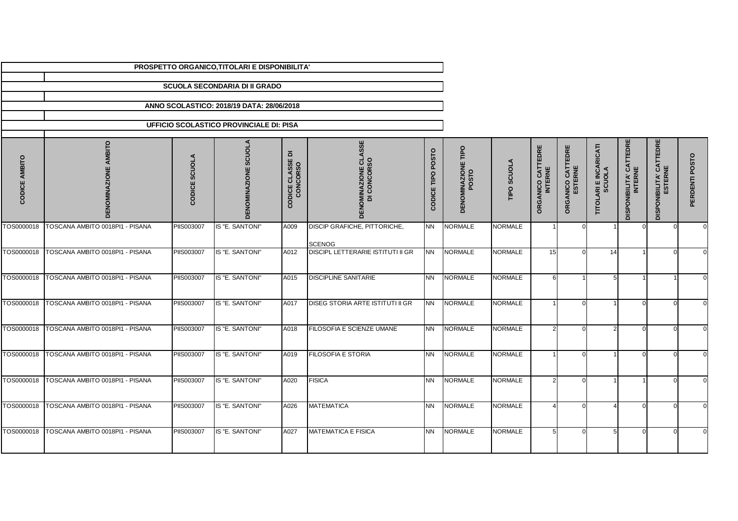| PROSPETTO ORGANICO,TITOLARI E DISPONIBILITA' | | | | | | | | | | | | | | |
|---|---|---|---|---|---|---|---|---|---|---|---|---|---|---|
| SCUOLA SECONDARIA DI II GRADO | | | | | | | | | | | | | | |
| ANNO SCOLASTICO: 2018/19 DATA: 28/06/2018 | | | | | | | | | | | | | | |
| UFFICIO SCOLASTICO PROVINCIALE DI: PISA | | | | | | | | | | | | | | |
| CODICE AMBITO | DENOMINAZIONE AMBITO | CODICE SCUOLA | DENOMINAZIONE SCUOLA | CODICE CLASSE DI CONCORSO | DENOMINAZIONE CLASSE DI CONCORSO | CODICE TIPO POSTO | DENOMINAZIONE TIPO POSTO | TIPO SCUOLA | ORGANICO CATTEDRE INTERNE | ORGANICO CATTEDRE ESTERNE | TITOLARI E INCARICATI SCUOLA | DISPONIBILITA' CATTEDRE INTERNE | DISPONIBILITA' CATTEDRE ESTERNE | PERDENTI POSTO |
| TOS0000018 | TOSCANA AMBITO 0018PI1 - PISANA | PIIS003007 | IS "E. SANTONI" | A009 | DISCIP GRAFICHE, PITTORICHE, SCENOG | NN | NORMALE | NORMALE | 1 | 0 | 1 | 0 | 0 | 0 |
| TOS0000018 | TOSCANA AMBITO 0018PI1 - PISANA | PIIS003007 | IS "E. SANTONI" | A012 | DISCIPL LETTERARIE ISTITUTI II GR | NN | NORMALE | NORMALE | 15 | 0 | 14 | 1 | 0 | 0 |
| TOS0000018 | TOSCANA AMBITO 0018PI1 - PISANA | PIIS003007 | IS "E. SANTONI" | A015 | DISCIPLINE SANITARIE | NN | NORMALE | NORMALE | 6 | 1 | 5 | 1 | 1 | 0 |
| TOS0000018 | TOSCANA AMBITO 0018PI1 - PISANA | PIIS003007 | IS "E. SANTONI" | A017 | DISEG STORIA ARTE ISTITUTI II GR | NN | NORMALE | NORMALE | 1 | 0 | 1 | 0 | 0 | 0 |
| TOS0000018 | TOSCANA AMBITO 0018PI1 - PISANA | PIIS003007 | IS "E. SANTONI" | A018 | FILOSOFIA E SCIENZE UMANE | NN | NORMALE | NORMALE | 2 | 0 | 2 | 0 | 0 | 0 |
| TOS0000018 | TOSCANA AMBITO 0018PI1 - PISANA | PIIS003007 | IS "E. SANTONI" | A019 | FILOSOFIA E STORIA | NN | NORMALE | NORMALE | 1 | 0 | 1 | 0 | 0 | 0 |
| TOS0000018 | TOSCANA AMBITO 0018PI1 - PISANA | PIIS003007 | IS "E. SANTONI" | A020 | FISICA | NN | NORMALE | NORMALE | 2 | 0 | 1 | 1 | 0 | 0 |
| TOS0000018 | TOSCANA AMBITO 0018PI1 - PISANA | PIIS003007 | IS "E. SANTONI" | A026 | MATEMATICA | NN | NORMALE | NORMALE | 4 | 0 | 4 | 0 | 0 | 0 |
| TOS0000018 | TOSCANA AMBITO 0018PI1 - PISANA | PIIS003007 | IS "E. SANTONI" | A027 | MATEMATICA E FISICA | NN | NORMALE | NORMALE | 5 | 0 | 5 | 0 | 0 | 0 |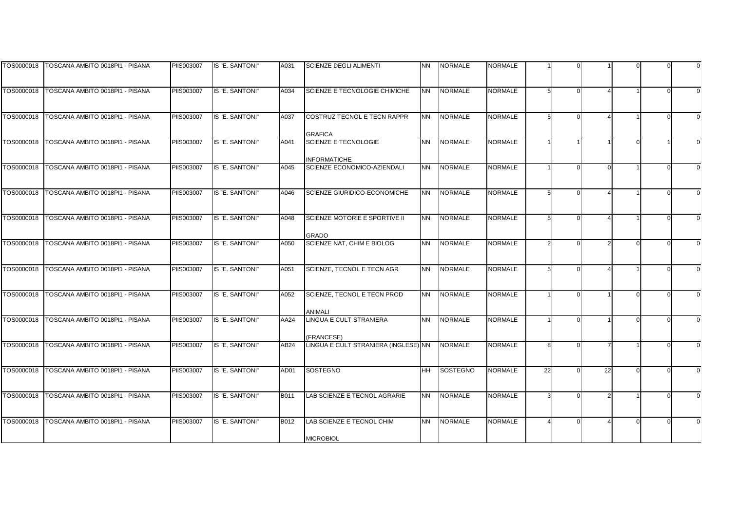| | | | | | | | | | | | | | | | |
|---|---|---|---|---|---|---|---|---|---|---|---|---|---|---|---|
| TOS0000018 | TOSCANA AMBITO 0018PI1 - PISANA | PIIS003007 | IS "E. SANTONI" | A031 | SCIENZE DEGLI ALIMENTI | NN | NORMALE | NORMALE | 1 | 0 | 1 | 0 | 0 | 0 |
| TOS0000018 | TOSCANA AMBITO 0018PI1 - PISANA | PIIS003007 | IS "E. SANTONI" | A034 | SCIENZE E TECNOLOGIE CHIMICHE | NN | NORMALE | NORMALE | 5 | 0 | 4 | 1 | 0 | 0 |
| TOS0000018 | TOSCANA AMBITO 0018PI1 - PISANA | PIIS003007 | IS "E. SANTONI" | A037 | COSTRUZ TECNOL E TECN RAPPR GRAFICA | NN | NORMALE | NORMALE | 5 | 0 | 4 | 1 | 0 | 0 |
| TOS0000018 | TOSCANA AMBITO 0018PI1 - PISANA | PIIS003007 | IS "E. SANTONI" | A041 | SCIENZE E TECNOLOGIE INFORMATICHE | NN | NORMALE | NORMALE | 1 | 1 | 1 | 0 | 1 | 0 |
| TOS0000018 | TOSCANA AMBITO 0018PI1 - PISANA | PIIS003007 | IS "E. SANTONI" | A045 | SCIENZE ECONOMICO-AZIENDALI | NN | NORMALE | NORMALE | 1 | 0 | 0 | 1 | 0 | 0 |
| TOS0000018 | TOSCANA AMBITO 0018PI1 - PISANA | PIIS003007 | IS "E. SANTONI" | A046 | SCIENZE GIURIDICO-ECONOMICHE | NN | NORMALE | NORMALE | 5 | 0 | 4 | 1 | 0 | 0 |
| TOS0000018 | TOSCANA AMBITO 0018PI1 - PISANA | PIIS003007 | IS "E. SANTONI" | A048 | SCIENZE MOTORIE E SPORTIVE II GRADO | NN | NORMALE | NORMALE | 5 | 0 | 4 | 1 | 0 | 0 |
| TOS0000018 | TOSCANA AMBITO 0018PI1 - PISANA | PIIS003007 | IS "E. SANTONI" | A050 | SCIENZE NAT, CHIM E BIOLOG | NN | NORMALE | NORMALE | 2 | 0 | 2 | 0 | 0 | 0 |
| TOS0000018 | TOSCANA AMBITO 0018PI1 - PISANA | PIIS003007 | IS "E. SANTONI" | A051 | SCIENZE, TECNOL E TECN AGR | NN | NORMALE | NORMALE | 5 | 0 | 4 | 1 | 0 | 0 |
| TOS0000018 | TOSCANA AMBITO 0018PI1 - PISANA | PIIS003007 | IS "E. SANTONI" | A052 | SCIENZE, TECNOL E TECN PROD ANIMALI | NN | NORMALE | NORMALE | 1 | 0 | 1 | 0 | 0 | 0 |
| TOS0000018 | TOSCANA AMBITO 0018PI1 - PISANA | PIIS003007 | IS "E. SANTONI" | AA24 | LINGUA E CULT STRANIERA (FRANCESE) | NN | NORMALE | NORMALE | 1 | 0 | 1 | 0 | 0 | 0 |
| TOS0000018 | TOSCANA AMBITO 0018PI1 - PISANA | PIIS003007 | IS "E. SANTONI" | AB24 | LINGUA E CULT STRANIERA (INGLESE) | NN | NORMALE | NORMALE | 8 | 0 | 7 | 1 | 0 | 0 |
| TOS0000018 | TOSCANA AMBITO 0018PI1 - PISANA | PIIS003007 | IS "E. SANTONI" | AD01 | SOSTEGNO | HH | SOSTEGNO | NORMALE | 22 | 0 | 22 | 0 | 0 | 0 |
| TOS0000018 | TOSCANA AMBITO 0018PI1 - PISANA | PIIS003007 | IS "E. SANTONI" | B011 | LAB SCIENZE E TECNOL AGRARIE | NN | NORMALE | NORMALE | 3 | 0 | 2 | 1 | 0 | 0 |
| TOS0000018 | TOSCANA AMBITO 0018PI1 - PISANA | PIIS003007 | IS "E. SANTONI" | B012 | LAB SCIENZE E TECNOL CHIM MICROBIOL | NN | NORMALE | NORMALE | 4 | 0 | 4 | 0 | 0 | 0 |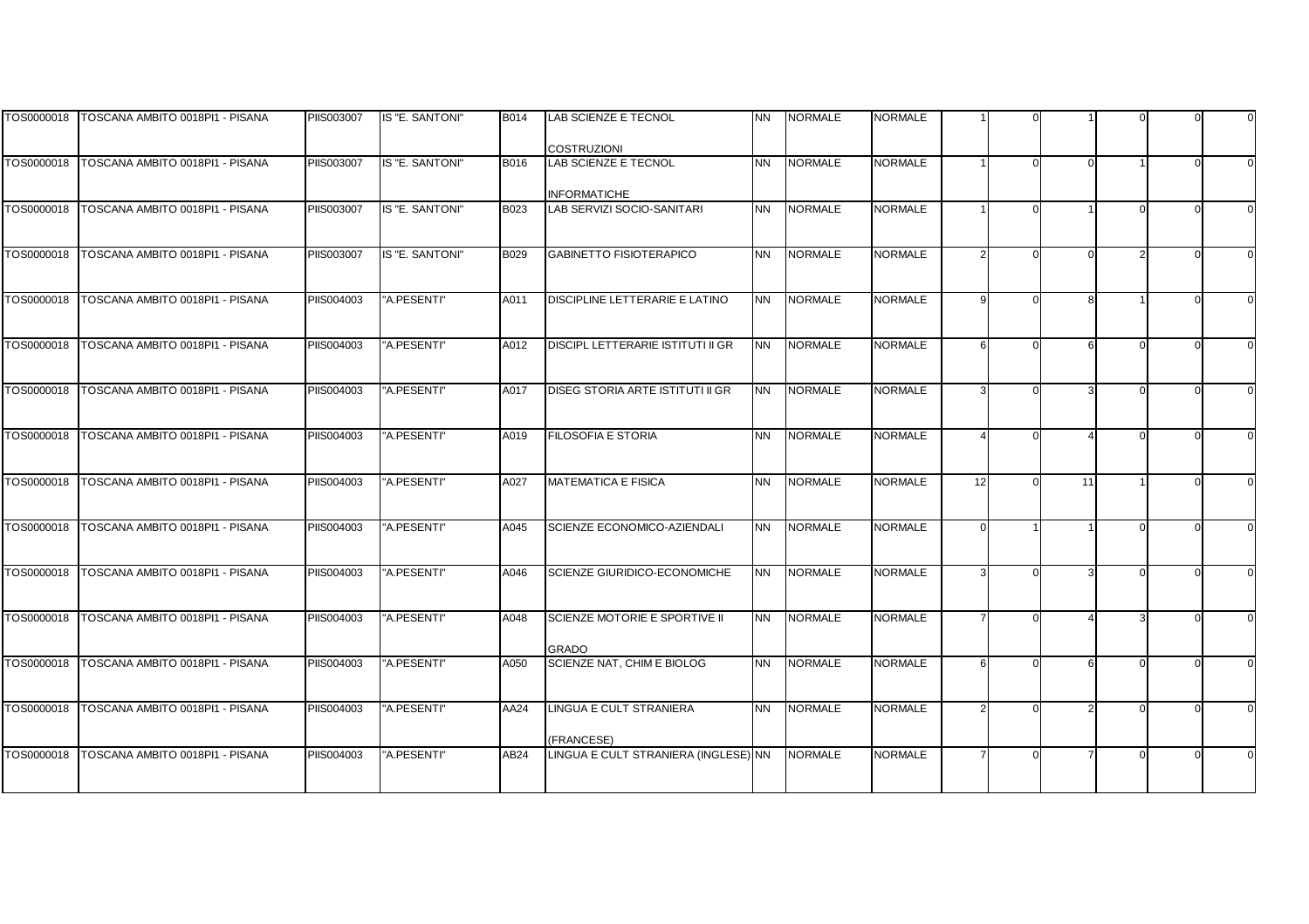| | | | | | | | | | | | | | | | |
|---|---|---|---|---|---|---|---|---|---|---|---|---|---|---|---|
| TOS0000018 | TOSCANA AMBITO 0018PI1 - PISANA | PIIS003007 | IS "E. SANTONI" | B014 | LAB SCIENZE E TECNOL COSTRUZIONI | NN | NORMALE | NORMALE | 1 | 0 | 1 | 0 | 0 | 0 |
| TOS0000018 | TOSCANA AMBITO 0018PI1 - PISANA | PIIS003007 | IS "E. SANTONI" | B016 | LAB SCIENZE E TECNOL INFORMATICHE | NN | NORMALE | NORMALE | 1 | 0 | 0 | 1 | 0 | 0 |
| TOS0000018 | TOSCANA AMBITO 0018PI1 - PISANA | PIIS003007 | IS "E. SANTONI" | B023 | LAB SERVIZI SOCIO-SANITARI | NN | NORMALE | NORMALE | 1 | 0 | 1 | 0 | 0 | 0 |
| TOS0000018 | TOSCANA AMBITO 0018PI1 - PISANA | PIIS003007 | IS "E. SANTONI" | B029 | GABINETTO FISIOTERAPICO | NN | NORMALE | NORMALE | 2 | 0 | 0 | 2 | 0 | 0 |
| TOS0000018 | TOSCANA AMBITO 0018PI1 - PISANA | PIIS004003 | "A.PESENTI" | A011 | DISCIPLINE LETTERARIE E LATINO | NN | NORMALE | NORMALE | 9 | 0 | 8 | 1 | 0 | 0 |
| TOS0000018 | TOSCANA AMBITO 0018PI1 - PISANA | PIIS004003 | "A.PESENTI" | A012 | DISCIPL LETTERARIE ISTITUTI II GR | NN | NORMALE | NORMALE | 6 | 0 | 6 | 0 | 0 | 0 |
| TOS0000018 | TOSCANA AMBITO 0018PI1 - PISANA | PIIS004003 | "A.PESENTI" | A017 | DISEG STORIA ARTE ISTITUTI II GR | NN | NORMALE | NORMALE | 3 | 0 | 3 | 0 | 0 | 0 |
| TOS0000018 | TOSCANA AMBITO 0018PI1 - PISANA | PIIS004003 | "A.PESENTI" | A019 | FILOSOFIA E STORIA | NN | NORMALE | NORMALE | 4 | 0 | 4 | 0 | 0 | 0 |
| TOS0000018 | TOSCANA AMBITO 0018PI1 - PISANA | PIIS004003 | "A.PESENTI" | A027 | MATEMATICA E FISICA | NN | NORMALE | NORMALE | 12 | 0 | 11 | 1 | 0 | 0 |
| TOS0000018 | TOSCANA AMBITO 0018PI1 - PISANA | PIIS004003 | "A.PESENTI" | A045 | SCIENZE ECONOMICO-AZIENDALI | NN | NORMALE | NORMALE | 0 | 1 | 1 | 0 | 0 | 0 |
| TOS0000018 | TOSCANA AMBITO 0018PI1 - PISANA | PIIS004003 | "A.PESENTI" | A046 | SCIENZE GIURIDICO-ECONOMICHE | NN | NORMALE | NORMALE | 3 | 0 | 3 | 0 | 0 | 0 |
| TOS0000018 | TOSCANA AMBITO 0018PI1 - PISANA | PIIS004003 | "A.PESENTI" | A048 | SCIENZE MOTORIE E SPORTIVE II GRADO | NN | NORMALE | NORMALE | 7 | 0 | 4 | 3 | 0 | 0 |
| TOS0000018 | TOSCANA AMBITO 0018PI1 - PISANA | PIIS004003 | "A.PESENTI" | A050 | SCIENZE NAT, CHIM E BIOLOG | NN | NORMALE | NORMALE | 6 | 0 | 6 | 0 | 0 | 0 |
| TOS0000018 | TOSCANA AMBITO 0018PI1 - PISANA | PIIS004003 | "A.PESENTI" | AA24 | LINGUA E CULT STRANIERA (FRANCESE) | NN | NORMALE | NORMALE | 2 | 0 | 2 | 0 | 0 | 0 |
| TOS0000018 | TOSCANA AMBITO 0018PI1 - PISANA | PIIS004003 | "A.PESENTI" | AB24 | LINGUA E CULT STRANIERA (INGLESE) | NN | NORMALE | NORMALE | 7 | 0 | 7 | 0 | 0 | 0 |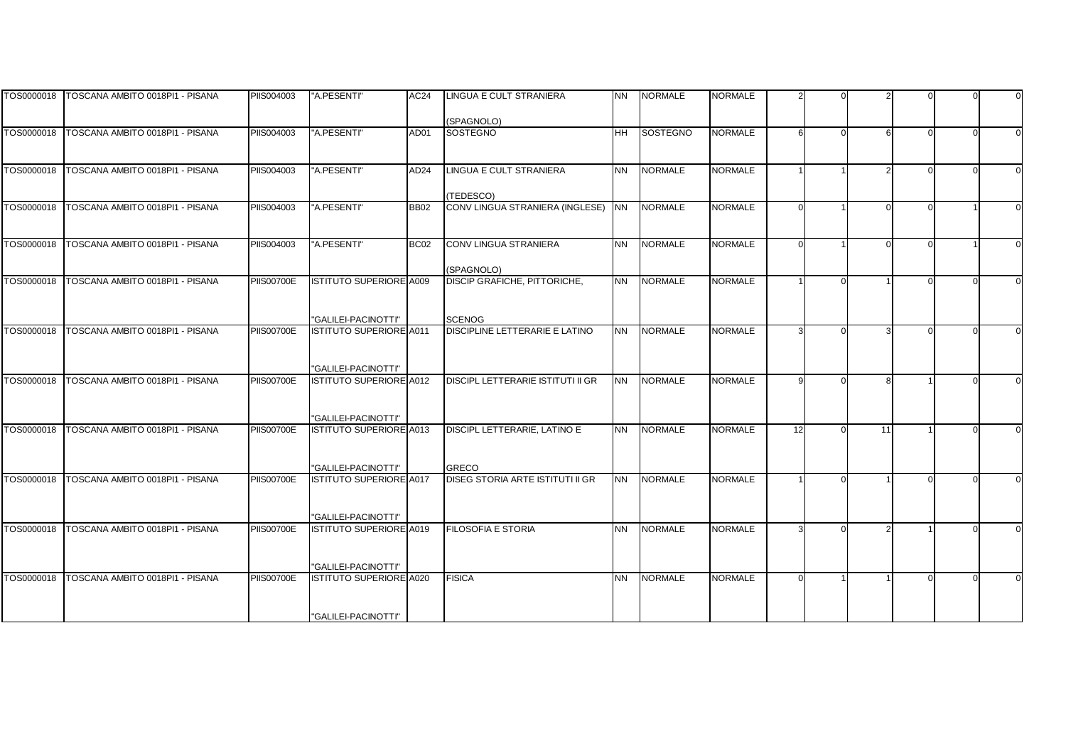| TOS0000018 | TOSCANA AMBITO 0018PI1 - PISANA | PIIS004003 | "A.PESENTI" | AC24 | LINGUA E CULT STRANIERA (SPAGNOLO) | NN | NORMALE | NORMALE | 2 | 0 | 2 | 0 | 0 | 0 |
|---|---|---|---|---|---|---|---|---|---|---|---|---|---|---|
| TOS0000018 | TOSCANA AMBITO 0018PI1 - PISANA | PIIS004003 | "A.PESENTI" | AD01 | SOSTEGNO | HH | SOSTEGNO | NORMALE | 6 | 0 | 6 | 0 | 0 | 0 |
| TOS0000018 | TOSCANA AMBITO 0018PI1 - PISANA | PIIS004003 | "A.PESENTI" | AD24 | LINGUA E CULT STRANIERA (TEDESCO) | NN | NORMALE | NORMALE | 1 | 1 | 2 | 0 | 0 | 0 |
| TOS0000018 | TOSCANA AMBITO 0018PI1 - PISANA | PIIS004003 | "A.PESENTI" | BB02 | CONV LINGUA STRANIERA (INGLESE) | NN | NORMALE | NORMALE | 0 | 1 | 0 | 0 | 1 | 0 |
| TOS0000018 | TOSCANA AMBITO 0018PI1 - PISANA | PIIS004003 | "A.PESENTI" | BC02 | CONV LINGUA STRANIERA (SPAGNOLO) | NN | NORMALE | NORMALE | 0 | 1 | 0 | 0 | 1 | 0 |
| TOS0000018 | TOSCANA AMBITO 0018PI1 - PISANA | PIIS00700E | ISTITUTO SUPERIORE "GALILEI-PACINOTTI" | A009 | DISCIP GRAFICHE, PITTORICHE, SCENOG | NN | NORMALE | NORMALE | 1 | 0 | 1 | 0 | 0 | 0 |
| TOS0000018 | TOSCANA AMBITO 0018PI1 - PISANA | PIIS00700E | ISTITUTO SUPERIORE "GALILEI-PACINOTTI" | A011 | DISCIPLINE LETTERARIE E LATINO | NN | NORMALE | NORMALE | 3 | 0 | 3 | 0 | 0 | 0 |
| TOS0000018 | TOSCANA AMBITO 0018PI1 - PISANA | PIIS00700E | ISTITUTO SUPERIORE "GALILEI-PACINOTTI" | A012 | DISCIPL LETTERARIE ISTITUTI II GR | NN | NORMALE | NORMALE | 9 | 0 | 8 | 1 | 0 | 0 |
| TOS0000018 | TOSCANA AMBITO 0018PI1 - PISANA | PIIS00700E | ISTITUTO SUPERIORE "GALILEI-PACINOTTI" | A013 | DISCIPL LETTERARIE, LATINO E GRECO | NN | NORMALE | NORMALE | 12 | 0 | 11 | 1 | 0 | 0 |
| TOS0000018 | TOSCANA AMBITO 0018PI1 - PISANA | PIIS00700E | ISTITUTO SUPERIORE "GALILEI-PACINOTTI" | A017 | DISEG STORIA ARTE ISTITUTI II GR | NN | NORMALE | NORMALE | 1 | 0 | 1 | 0 | 0 | 0 |
| TOS0000018 | TOSCANA AMBITO 0018PI1 - PISANA | PIIS00700E | ISTITUTO SUPERIORE "GALILEI-PACINOTTI" | A019 | FILOSOFIA E STORIA | NN | NORMALE | NORMALE | 3 | 0 | 2 | 1 | 0 | 0 |
| TOS0000018 | TOSCANA AMBITO 0018PI1 - PISANA | PIIS00700E | ISTITUTO SUPERIORE "GALILEI-PACINOTTI" | A020 | FISICA | NN | NORMALE | NORMALE | 0 | 1 | 1 | 0 | 0 | 0 |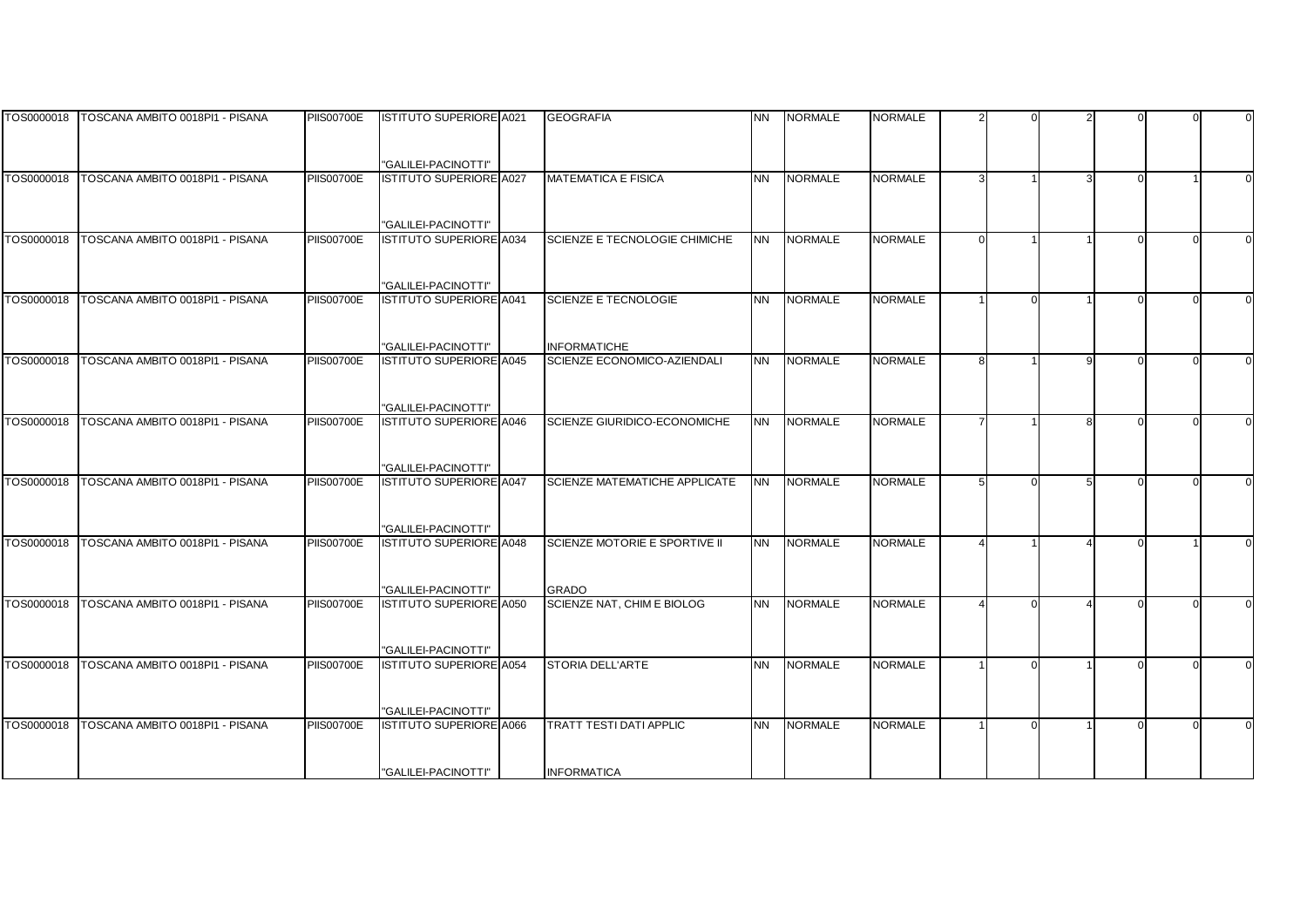| TOS0000018 | TOSCANA AMBITO 0018PI1 - PISANA | PIIS00700E | ISTITUTO SUPERIORE "GALILEI-PACINOTTI" | A021 | GEOGRAFIA | NN | NORMALE | NORMALE | 2 | 0 | 2 | 0 | 0 | 0 |
|---|---|---|---|---|---|---|---|---|---|---|---|---|---|---|
| TOS0000018 | TOSCANA AMBITO 0018PI1 - PISANA | PIIS00700E | ISTITUTO SUPERIORE "GALILEI-PACINOTTI" | A027 | MATEMATICA E FISICA | NN | NORMALE | NORMALE | 3 | 1 | 3 | 0 | 1 | 0 |
| TOS0000018 | TOSCANA AMBITO 0018PI1 - PISANA | PIIS00700E | ISTITUTO SUPERIORE "GALILEI-PACINOTTI" | A034 | SCIENZE E TECNOLOGIE CHIMICHE | NN | NORMALE | NORMALE | 0 | 1 | 1 | 0 | 0 | 0 |
| TOS0000018 | TOSCANA AMBITO 0018PI1 - PISANA | PIIS00700E | ISTITUTO SUPERIORE "GALILEI-PACINOTTI" | A041 | SCIENZE E TECNOLOGIE INFORMATICHE | NN | NORMALE | NORMALE | 1 | 0 | 1 | 0 | 0 | 0 |
| TOS0000018 | TOSCANA AMBITO 0018PI1 - PISANA | PIIS00700E | ISTITUTO SUPERIORE "GALILEI-PACINOTTI" | A045 | SCIENZE ECONOMICO-AZIENDALI | NN | NORMALE | NORMALE | 8 | 1 | 9 | 0 | 0 | 0 |
| TOS0000018 | TOSCANA AMBITO 0018PI1 - PISANA | PIIS00700E | ISTITUTO SUPERIORE "GALILEI-PACINOTTI" | A046 | SCIENZE GIURIDICO-ECONOMICHE | NN | NORMALE | NORMALE | 7 | 1 | 8 | 0 | 0 | 0 |
| TOS0000018 | TOSCANA AMBITO 0018PI1 - PISANA | PIIS00700E | ISTITUTO SUPERIORE "GALILEI-PACINOTTI" | A047 | SCIENZE MATEMATICHE APPLICATE | NN | NORMALE | NORMALE | 5 | 0 | 5 | 0 | 0 | 0 |
| TOS0000018 | TOSCANA AMBITO 0018PI1 - PISANA | PIIS00700E | ISTITUTO SUPERIORE "GALILEI-PACINOTTI" | A048 | SCIENZE MOTORIE E SPORTIVE II GRADO | NN | NORMALE | NORMALE | 4 | 1 | 4 | 0 | 1 | 0 |
| TOS0000018 | TOSCANA AMBITO 0018PI1 - PISANA | PIIS00700E | ISTITUTO SUPERIORE "GALILEI-PACINOTTI" | A050 | SCIENZE NAT, CHIM E BIOLOG | NN | NORMALE | NORMALE | 4 | 0 | 4 | 0 | 0 | 0 |
| TOS0000018 | TOSCANA AMBITO 0018PI1 - PISANA | PIIS00700E | ISTITUTO SUPERIORE "GALILEI-PACINOTTI" | A054 | STORIA DELL'ARTE | NN | NORMALE | NORMALE | 1 | 0 | 1 | 0 | 0 | 0 |
| TOS0000018 | TOSCANA AMBITO 0018PI1 - PISANA | PIIS00700E | ISTITUTO SUPERIORE "GALILEI-PACINOTTI" | A066 | TRATT TESTI DATI APPLIC INFORMATICA | NN | NORMALE | NORMALE | 1 | 0 | 1 | 0 | 0 | 0 |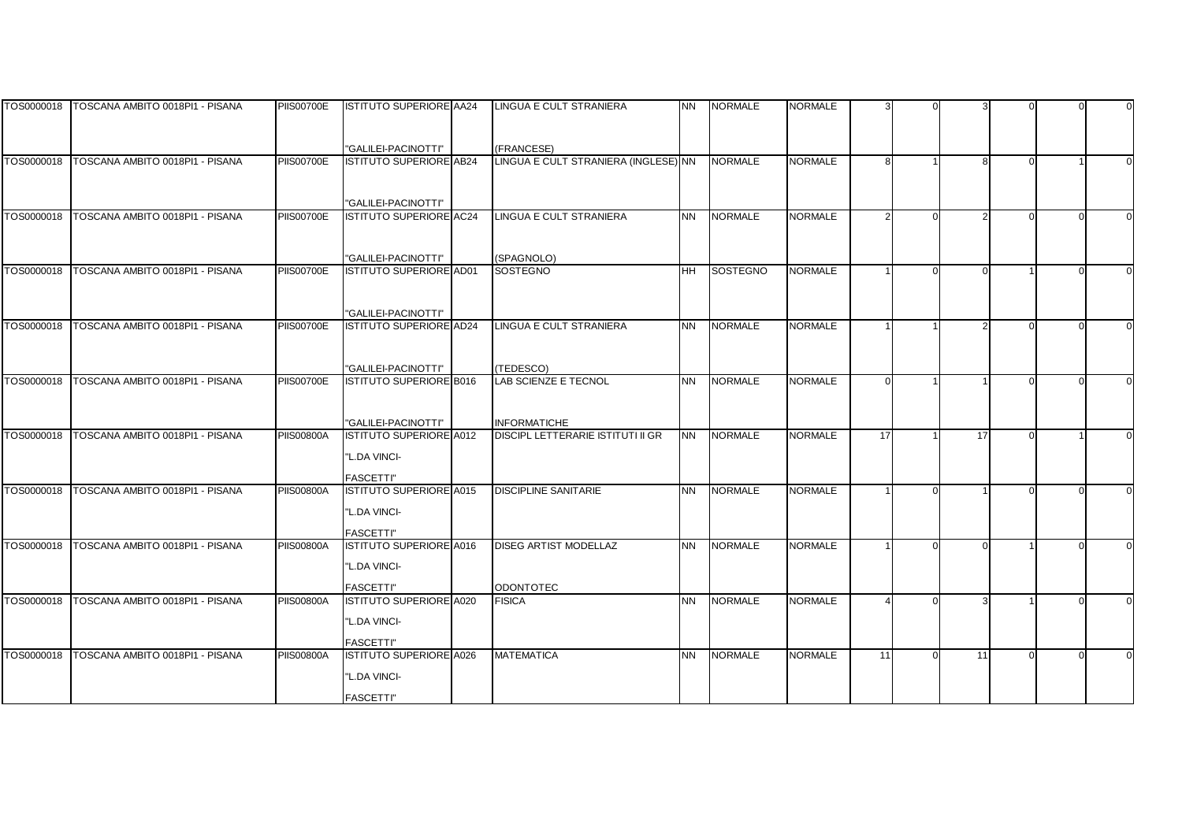| | | | | | | | | | | | | | | | |
|---|---|---|---|---|---|---|---|---|---|---|---|---|---|---|---|
| TOS0000018 | TOSCANA AMBITO 0018PI1 - PISANA | PIIS00700E | ISTITUTO SUPERIORE "GALILEI-PACINOTTI" | AA24 | LINGUA E CULT STRANIERA (FRANCESE) | NN | NORMALE | NORMALE | 3 | 0 | 3 | 0 | 0 | 0 |
| TOS0000018 | TOSCANA AMBITO 0018PI1 - PISANA | PIIS00700E | ISTITUTO SUPERIORE "GALILEI-PACINOTTI" | AB24 | LINGUA E CULT STRANIERA (INGLESE) | NN | NORMALE | NORMALE | 8 | 1 | 8 | 0 | 1 | 0 |
| TOS0000018 | TOSCANA AMBITO 0018PI1 - PISANA | PIIS00700E | ISTITUTO SUPERIORE "GALILEI-PACINOTTI" | AC24 | LINGUA E CULT STRANIERA (SPAGNOLO) | NN | NORMALE | NORMALE | 2 | 0 | 2 | 0 | 0 | 0 |
| TOS0000018 | TOSCANA AMBITO 0018PI1 - PISANA | PIIS00700E | ISTITUTO SUPERIORE "GALILEI-PACINOTTI" | AD01 | SOSTEGNO | HH | SOSTEGNO | NORMALE | 1 | 0 | 0 | 1 | 0 | 0 |
| TOS0000018 | TOSCANA AMBITO 0018PI1 - PISANA | PIIS00700E | ISTITUTO SUPERIORE "GALILEI-PACINOTTI" | AD24 | LINGUA E CULT STRANIERA (TEDESCO) | NN | NORMALE | NORMALE | 1 | 1 | 2 | 0 | 0 | 0 |
| TOS0000018 | TOSCANA AMBITO 0018PI1 - PISANA | PIIS00700E | ISTITUTO SUPERIORE "GALILEI-PACINOTTI" | B016 | LAB SCIENZE E TECNOL INFORMATICHE | NN | NORMALE | NORMALE | 0 | 1 | 1 | 0 | 0 | 0 |
| TOS0000018 | TOSCANA AMBITO 0018PI1 - PISANA | PIIS00800A | ISTITUTO SUPERIORE "L.DA VINCI-FASCETTI" | A012 | DISCIPL LETTERARIE ISTITUTI II GR | NN | NORMALE | NORMALE | 17 | 1 | 17 | 0 | 1 | 0 |
| TOS0000018 | TOSCANA AMBITO 0018PI1 - PISANA | PIIS00800A | ISTITUTO SUPERIORE "L.DA VINCI-FASCETTI" | A015 | DISCIPLINE SANITARIE | NN | NORMALE | NORMALE | 1 | 0 | 1 | 0 | 0 | 0 |
| TOS0000018 | TOSCANA AMBITO 0018PI1 - PISANA | PIIS00800A | ISTITUTO SUPERIORE "L.DA VINCI-FASCETTI" | A016 | DISEG ARTIST MODELLAZ ODONTOTEC | NN | NORMALE | NORMALE | 1 | 0 | 0 | 1 | 0 | 0 |
| TOS0000018 | TOSCANA AMBITO 0018PI1 - PISANA | PIIS00800A | ISTITUTO SUPERIORE "L.DA VINCI-FASCETTI" | A020 | FISICA | NN | NORMALE | NORMALE | 4 | 0 | 3 | 1 | 0 | 0 |
| TOS0000018 | TOSCANA AMBITO 0018PI1 - PISANA | PIIS00800A | ISTITUTO SUPERIORE "L.DA VINCI-FASCETTI" | A026 | MATEMATICA | NN | NORMALE | NORMALE | 11 | 0 | 11 | 0 | 0 | 0 |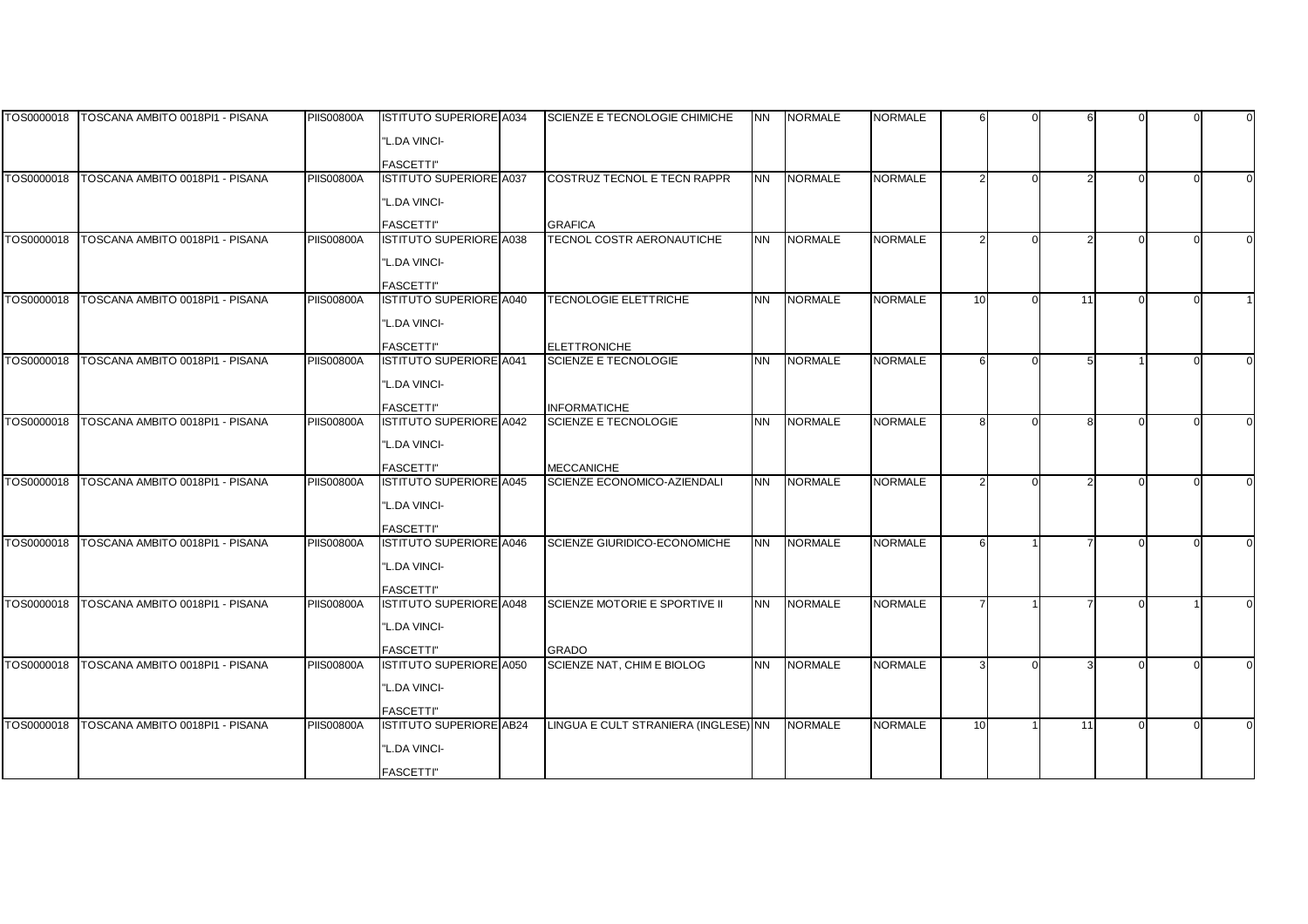| | | | | | | | | | | | | | | | |
|---|---|---|---|---|---|---|---|---|---|---|---|---|---|---|---|
| TOS0000018 | TOSCANA AMBITO 0018PI1 - PISANA | PIIS00800A | ISTITUTO SUPERIORE "L.DA VINCI-FASCETTI" | A034 | SCIENZE E TECNOLOGIE CHIMICHE | NN | NORMALE | NORMALE | 6 | 0 | 6 | 0 | 0 | 0 |
| TOS0000018 | TOSCANA AMBITO 0018PI1 - PISANA | PIIS00800A | ISTITUTO SUPERIORE "L.DA VINCI-FASCETTI" | A037 | COSTRUZ TECNOL E TECN RAPPR GRAFICA | NN | NORMALE | NORMALE | 2 | 0 | 2 | 0 | 0 | 0 |
| TOS0000018 | TOSCANA AMBITO 0018PI1 - PISANA | PIIS00800A | ISTITUTO SUPERIORE "L.DA VINCI-FASCETTI" | A038 | TECNOL COSTR AERONAUTICHE | NN | NORMALE | NORMALE | 2 | 0 | 2 | 0 | 0 | 0 |
| TOS0000018 | TOSCANA AMBITO 0018PI1 - PISANA | PIIS00800A | ISTITUTO SUPERIORE "L.DA VINCI-FASCETTI" | A040 | TECNOLOGIE ELETTRICHE ELETTRONICHE | NN | NORMALE | NORMALE | 10 | 0 | 11 | 0 | 0 | 1 |
| TOS0000018 | TOSCANA AMBITO 0018PI1 - PISANA | PIIS00800A | ISTITUTO SUPERIORE "L.DA VINCI-FASCETTI" | A041 | SCIENZE E TECNOLOGIE INFORMATICHE | NN | NORMALE | NORMALE | 6 | 0 | 5 | 1 | 0 | 0 |
| TOS0000018 | TOSCANA AMBITO 0018PI1 - PISANA | PIIS00800A | ISTITUTO SUPERIORE "L.DA VINCI-FASCETTI" | A042 | SCIENZE E TECNOLOGIE MECCANICHE | NN | NORMALE | NORMALE | 8 | 0 | 8 | 0 | 0 | 0 |
| TOS0000018 | TOSCANA AMBITO 0018PI1 - PISANA | PIIS00800A | ISTITUTO SUPERIORE "L.DA VINCI-FASCETTI" | A045 | SCIENZE ECONOMICO-AZIENDALI | NN | NORMALE | NORMALE | 2 | 0 | 2 | 0 | 0 | 0 |
| TOS0000018 | TOSCANA AMBITO 0018PI1 - PISANA | PIIS00800A | ISTITUTO SUPERIORE "L.DA VINCI-FASCETTI" | A046 | SCIENZE GIURIDICO-ECONOMICHE | NN | NORMALE | NORMALE | 6 | 1 | 7 | 0 | 0 | 0 |
| TOS0000018 | TOSCANA AMBITO 0018PI1 - PISANA | PIIS00800A | ISTITUTO SUPERIORE "L.DA VINCI-FASCETTI" | A048 | SCIENZE MOTORIE E SPORTIVE II GRADO | NN | NORMALE | NORMALE | 7 | 1 | 7 | 0 | 1 | 0 |
| TOS0000018 | TOSCANA AMBITO 0018PI1 - PISANA | PIIS00800A | ISTITUTO SUPERIORE "L.DA VINCI-FASCETTI" | A050 | SCIENZE NAT, CHIM E BIOLOG | NN | NORMALE | NORMALE | 3 | 0 | 3 | 0 | 0 | 0 |
| TOS0000018 | TOSCANA AMBITO 0018PI1 - PISANA | PIIS00800A | ISTITUTO SUPERIORE "L.DA VINCI-FASCETTI" | AB24 | LINGUA E CULT STRANIERA (INGLESE) | NN | NORMALE | NORMALE | 10 | 1 | 11 | 0 | 0 | 0 |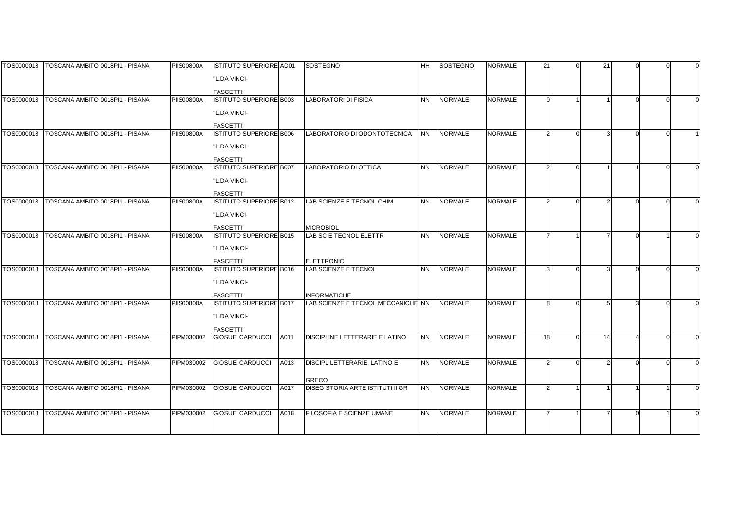| | | | | | | | | | | | | | | | |
|---|---|---|---|---|---|---|---|---|---|---|---|---|---|---|---|
| TOS0000018 | TOSCANA AMBITO 0018PI1 - PISANA | PIIS00800A | ISTITUTO SUPERIORE "L.DA VINCI-FASCETTI" | AD01 | SOSTEGNO | HH | SOSTEGNO | NORMALE | 21 | 0 | 21 | 0 | 0 | 0 |
| TOS0000018 | TOSCANA AMBITO 0018PI1 - PISANA | PIIS00800A | ISTITUTO SUPERIORE "L.DA VINCI-FASCETTI" | B003 | LABORATORI DI FISICA | NN | NORMALE | NORMALE | 0 | 1 | 1 | 0 | 0 | 0 |
| TOS0000018 | TOSCANA AMBITO 0018PI1 - PISANA | PIIS00800A | ISTITUTO SUPERIORE "L.DA VINCI-FASCETTI" | B006 | LABORATORIO DI ODONTOTECNICA | NN | NORMALE | NORMALE | 2 | 0 | 3 | 0 | 0 | 1 |
| TOS0000018 | TOSCANA AMBITO 0018PI1 - PISANA | PIIS00800A | ISTITUTO SUPERIORE "L.DA VINCI-FASCETTI" | B007 | LABORATORIO DI OTTICA | NN | NORMALE | NORMALE | 2 | 0 | 1 | 1 | 0 | 0 |
| TOS0000018 | TOSCANA AMBITO 0018PI1 - PISANA | PIIS00800A | ISTITUTO SUPERIORE "L.DA VINCI-FASCETTI" | B012 | LAB SCIENZE E TECNOL CHIM MICROBIOL | NN | NORMALE | NORMALE | 2 | 0 | 2 | 0 | 0 | 0 |
| TOS0000018 | TOSCANA AMBITO 0018PI1 - PISANA | PIIS00800A | ISTITUTO SUPERIORE "L.DA VINCI-FASCETTI" | B015 | LAB SC E TECNOL ELETTR ELETTRONIC | NN | NORMALE | NORMALE | 7 | 1 | 7 | 0 | 1 | 0 |
| TOS0000018 | TOSCANA AMBITO 0018PI1 - PISANA | PIIS00800A | ISTITUTO SUPERIORE "L.DA VINCI-FASCETTI" | B016 | LAB SCIENZE E TECNOL INFORMATICHE | NN | NORMALE | NORMALE | 3 | 0 | 3 | 0 | 0 | 0 |
| TOS0000018 | TOSCANA AMBITO 0018PI1 - PISANA | PIIS00800A | ISTITUTO SUPERIORE "L.DA VINCI-FASCETTI" | B017 | LAB SCIENZE E TECNOL MECCANICHE | NN | NORMALE | NORMALE | 8 | 0 | 5 | 3 | 0 | 0 |
| TOS0000018 | TOSCANA AMBITO 0018PI1 - PISANA | PIPM030002 | GIOSUE' CARDUCCI | A011 | DISCIPLINE LETTERARIE E LATINO | NN | NORMALE | NORMALE | 18 | 0 | 14 | 4 | 0 | 0 |
| TOS0000018 | TOSCANA AMBITO 0018PI1 - PISANA | PIPM030002 | GIOSUE' CARDUCCI | A013 | DISCIPL LETTERARIE, LATINO E GRECO | NN | NORMALE | NORMALE | 2 | 0 | 2 | 0 | 0 | 0 |
| TOS0000018 | TOSCANA AMBITO 0018PI1 - PISANA | PIPM030002 | GIOSUE' CARDUCCI | A017 | DISEG STORIA ARTE ISTITUTI II GR | NN | NORMALE | NORMALE | 2 | 1 | 1 | 1 | 1 | 0 |
| TOS0000018 | TOSCANA AMBITO 0018PI1 - PISANA | PIPM030002 | GIOSUE' CARDUCCI | A018 | FILOSOFIA E SCIENZE UMANE | NN | NORMALE | NORMALE | 7 | 1 | 7 | 0 | 1 | 0 |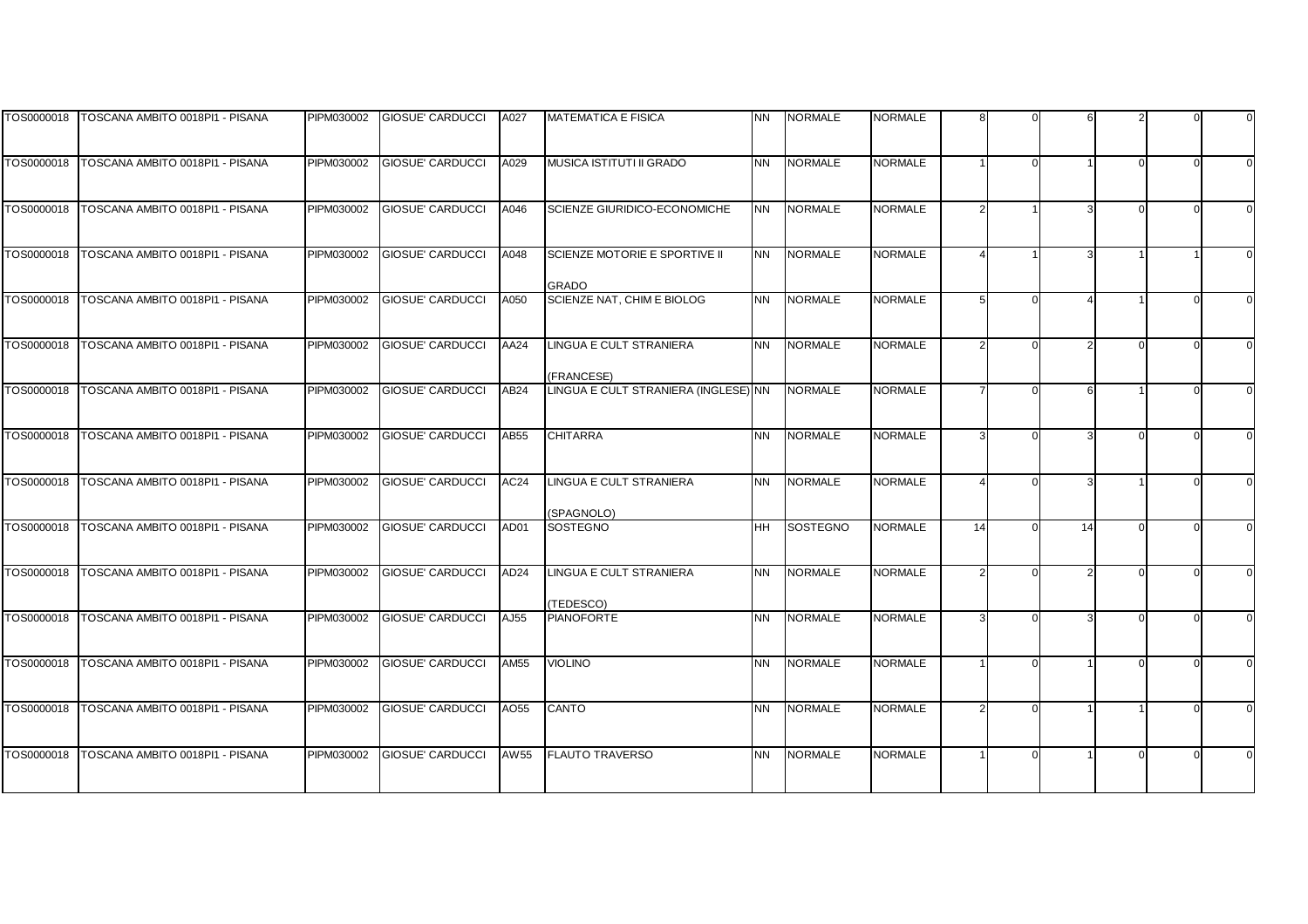| | | | | | | | | | | | | | | | |
|---|---|---|---|---|---|---|---|---|---|---|---|---|---|---|---|
| TOS0000018 | TOSCANA AMBITO 0018PI1 - PISANA | PIPM030002 | GIOSUE' CARDUCCI | A027 | MATEMATICA E FISICA | NN | NORMALE | NORMALE | 8 | 0 | 6 | 2 | 0 | 0 |
| TOS0000018 | TOSCANA AMBITO 0018PI1 - PISANA | PIPM030002 | GIOSUE' CARDUCCI | A029 | MUSICA ISTITUTI II GRADO | NN | NORMALE | NORMALE | 1 | 0 | 1 | 0 | 0 | 0 |
| TOS0000018 | TOSCANA AMBITO 0018PI1 - PISANA | PIPM030002 | GIOSUE' CARDUCCI | A046 | SCIENZE GIURIDICO-ECONOMICHE | NN | NORMALE | NORMALE | 2 | 1 | 3 | 0 | 0 | 0 |
| TOS0000018 | TOSCANA AMBITO 0018PI1 - PISANA | PIPM030002 | GIOSUE' CARDUCCI | A048 | SCIENZE MOTORIE E SPORTIVE II GRADO | NN | NORMALE | NORMALE | 4 | 1 | 3 | 1 | 1 | 0 |
| TOS0000018 | TOSCANA AMBITO 0018PI1 - PISANA | PIPM030002 | GIOSUE' CARDUCCI | A050 | SCIENZE NAT, CHIM E BIOLOG | NN | NORMALE | NORMALE | 5 | 0 | 4 | 1 | 0 | 0 |
| TOS0000018 | TOSCANA AMBITO 0018PI1 - PISANA | PIPM030002 | GIOSUE' CARDUCCI | AA24 | LINGUA E CULT STRANIERA (FRANCESE) | NN | NORMALE | NORMALE | 2 | 0 | 2 | 0 | 0 | 0 |
| TOS0000018 | TOSCANA AMBITO 0018PI1 - PISANA | PIPM030002 | GIOSUE' CARDUCCI | AB24 | LINGUA E CULT STRANIERA (INGLESE) | NN | NORMALE | NORMALE | 7 | 0 | 6 | 1 | 0 | 0 |
| TOS0000018 | TOSCANA AMBITO 0018PI1 - PISANA | PIPM030002 | GIOSUE' CARDUCCI | AB55 | CHITARRA | NN | NORMALE | NORMALE | 3 | 0 | 3 | 0 | 0 | 0 |
| TOS0000018 | TOSCANA AMBITO 0018PI1 - PISANA | PIPM030002 | GIOSUE' CARDUCCI | AC24 | LINGUA E CULT STRANIERA (SPAGNOLO) | NN | NORMALE | NORMALE | 4 | 0 | 3 | 1 | 0 | 0 |
| TOS0000018 | TOSCANA AMBITO 0018PI1 - PISANA | PIPM030002 | GIOSUE' CARDUCCI | AD01 | SOSTEGNO | HH | SOSTEGNO | NORMALE | 14 | 0 | 14 | 0 | 0 | 0 |
| TOS0000018 | TOSCANA AMBITO 0018PI1 - PISANA | PIPM030002 | GIOSUE' CARDUCCI | AD24 | LINGUA E CULT STRANIERA (TEDESCO) | NN | NORMALE | NORMALE | 2 | 0 | 2 | 0 | 0 | 0 |
| TOS0000018 | TOSCANA AMBITO 0018PI1 - PISANA | PIPM030002 | GIOSUE' CARDUCCI | AJ55 | PIANOFORTE | NN | NORMALE | NORMALE | 3 | 0 | 3 | 0 | 0 | 0 |
| TOS0000018 | TOSCANA AMBITO 0018PI1 - PISANA | PIPM030002 | GIOSUE' CARDUCCI | AM55 | VIOLINO | NN | NORMALE | NORMALE | 1 | 0 | 1 | 0 | 0 | 0 |
| TOS0000018 | TOSCANA AMBITO 0018PI1 - PISANA | PIPM030002 | GIOSUE' CARDUCCI | AO55 | CANTO | NN | NORMALE | NORMALE | 2 | 0 | 1 | 1 | 0 | 0 |
| TOS0000018 | TOSCANA AMBITO 0018PI1 - PISANA | PIPM030002 | GIOSUE' CARDUCCI | AW55 | FLAUTO TRAVERSO | NN | NORMALE | NORMALE | 1 | 0 | 1 | 0 | 0 | 0 |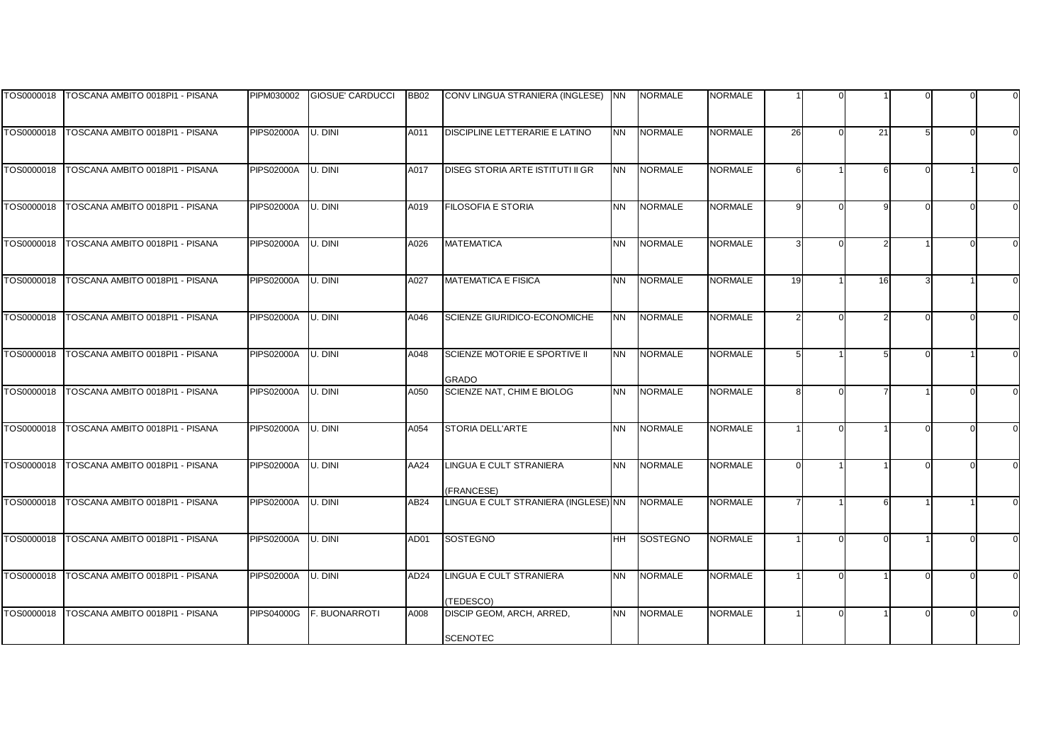| | | | | | | | | | | | | | | |
|---|---|---|---|---|---|---|---|---|---|---|---|---|---|---|
| TOS0000018 | TOSCANA AMBITO 0018PI1 - PISANA | PIPM030002 | GIOSUE' CARDUCCI | BB02 | CONV LINGUA STRANIERA (INGLESE) | NN | NORMALE | NORMALE | 1 | 0 | 1 | 0 | 0 | 0 |
| TOS0000018 | TOSCANA AMBITO 0018PI1 - PISANA | PIPS02000A | U. DINI | A011 | DISCIPLINE LETTERARIE E LATINO | NN | NORMALE | NORMALE | 26 | 0 | 21 | 5 | 0 | 0 |
| TOS0000018 | TOSCANA AMBITO 0018PI1 - PISANA | PIPS02000A | U. DINI | A017 | DISEG STORIA ARTE ISTITUTI II GR | NN | NORMALE | NORMALE | 6 | 1 | 6 | 0 | 1 | 0 |
| TOS0000018 | TOSCANA AMBITO 0018PI1 - PISANA | PIPS02000A | U. DINI | A019 | FILOSOFIA E STORIA | NN | NORMALE | NORMALE | 9 | 0 | 9 | 0 | 0 | 0 |
| TOS0000018 | TOSCANA AMBITO 0018PI1 - PISANA | PIPS02000A | U. DINI | A026 | MATEMATICA | NN | NORMALE | NORMALE | 3 | 0 | 2 | 1 | 0 | 0 |
| TOS0000018 | TOSCANA AMBITO 0018PI1 - PISANA | PIPS02000A | U. DINI | A027 | MATEMATICA E FISICA | NN | NORMALE | NORMALE | 19 | 1 | 16 | 3 | 1 | 0 |
| TOS0000018 | TOSCANA AMBITO 0018PI1 - PISANA | PIPS02000A | U. DINI | A046 | SCIENZE GIURIDICO-ECONOMICHE | NN | NORMALE | NORMALE | 2 | 0 | 2 | 0 | 0 | 0 |
| TOS0000018 | TOSCANA AMBITO 0018PI1 - PISANA | PIPS02000A | U. DINI | A048 | SCIENZE MOTORIE E SPORTIVE II GRADO | NN | NORMALE | NORMALE | 5 | 1 | 5 | 0 | 1 | 0 |
| TOS0000018 | TOSCANA AMBITO 0018PI1 - PISANA | PIPS02000A | U. DINI | A050 | SCIENZE NAT, CHIM E BIOLOG | NN | NORMALE | NORMALE | 8 | 0 | 7 | 1 | 0 | 0 |
| TOS0000018 | TOSCANA AMBITO 0018PI1 - PISANA | PIPS02000A | U. DINI | A054 | STORIA DELL'ARTE | NN | NORMALE | NORMALE | 1 | 0 | 1 | 0 | 0 | 0 |
| TOS0000018 | TOSCANA AMBITO 0018PI1 - PISANA | PIPS02000A | U. DINI | AA24 | LINGUA E CULT STRANIERA (FRANCESE) | NN | NORMALE | NORMALE | 0 | 1 | 1 | 0 | 0 | 0 |
| TOS0000018 | TOSCANA AMBITO 0018PI1 - PISANA | PIPS02000A | U. DINI | AB24 | LINGUA E CULT STRANIERA (INGLESE) | NN | NORMALE | NORMALE | 7 | 1 | 6 | 1 | 1 | 0 |
| TOS0000018 | TOSCANA AMBITO 0018PI1 - PISANA | PIPS02000A | U. DINI | AD01 | SOSTEGNO | HH | SOSTEGNO | NORMALE | 1 | 0 | 0 | 1 | 0 | 0 |
| TOS0000018 | TOSCANA AMBITO 0018PI1 - PISANA | PIPS02000A | U. DINI | AD24 | LINGUA E CULT STRANIERA (TEDESCO) | NN | NORMALE | NORMALE | 1 | 0 | 1 | 0 | 0 | 0 |
| TOS0000018 | TOSCANA AMBITO 0018PI1 - PISANA | PIPS04000G | F. BUONARROTI | A008 | DISCIP GEOM, ARCH, ARRED, SCENOTEC | NN | NORMALE | NORMALE | 1 | 0 | 1 | 0 | 0 | 0 |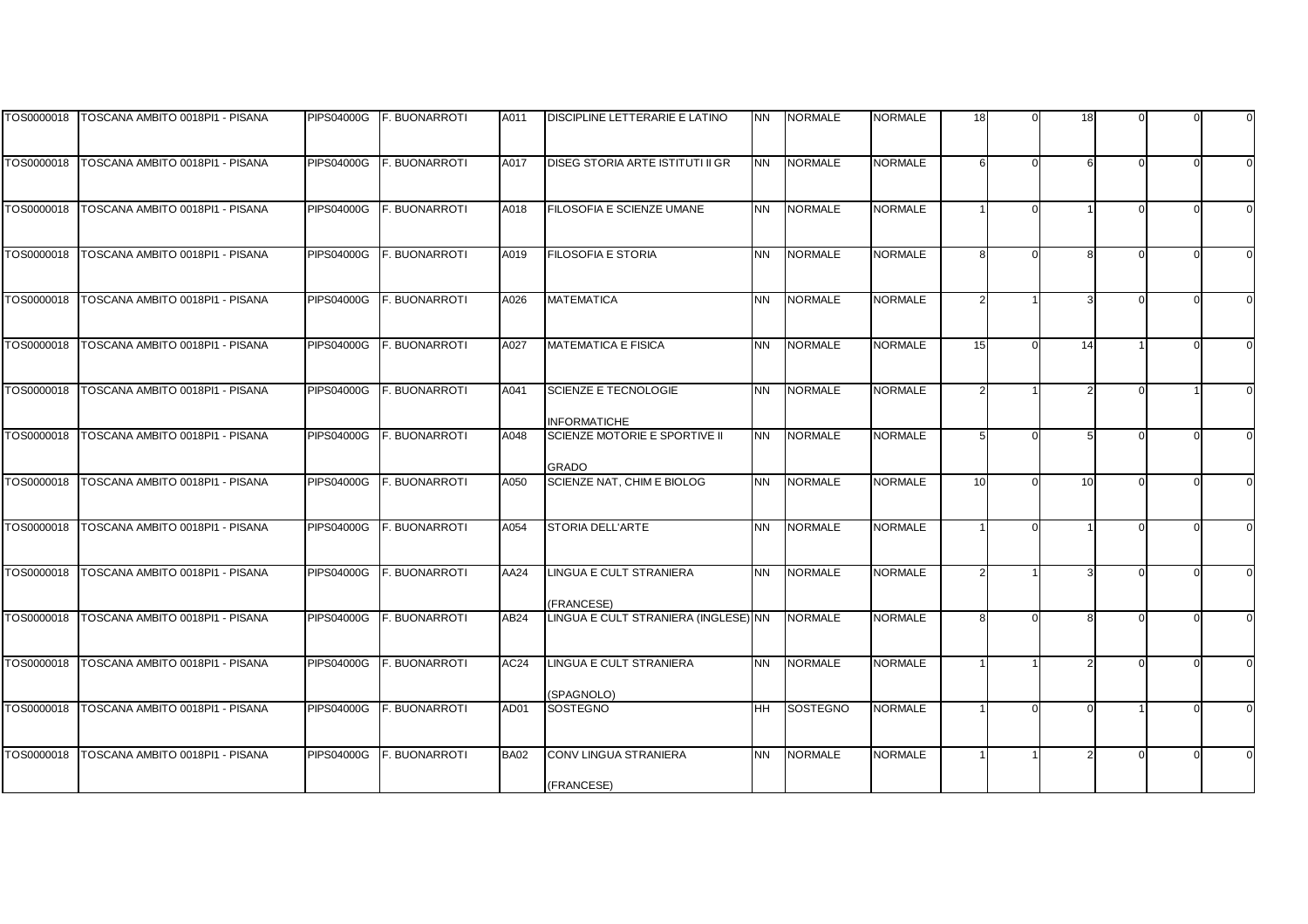| | | | | | | | | | | | | | | | |
|---|---|---|---|---|---|---|---|---|---|---|---|---|---|---|---|
| TOS0000018 | TOSCANA AMBITO 0018PI1 - PISANA | PIPS04000G | F. BUONARROTI | A011 | DISCIPLINE LETTERARIE E LATINO | NN | NORMALE | NORMALE | 18 | 0 | 18 | 0 | 0 | 0 |
| TOS0000018 | TOSCANA AMBITO 0018PI1 - PISANA | PIPS04000G | F. BUONARROTI | A017 | DISEG STORIA ARTE ISTITUTI II GR | NN | NORMALE | NORMALE | 6 | 0 | 6 | 0 | 0 | 0 |
| TOS0000018 | TOSCANA AMBITO 0018PI1 - PISANA | PIPS04000G | F. BUONARROTI | A018 | FILOSOFIA E SCIENZE UMANE | NN | NORMALE | NORMALE | 1 | 0 | 1 | 0 | 0 | 0 |
| TOS0000018 | TOSCANA AMBITO 0018PI1 - PISANA | PIPS04000G | F. BUONARROTI | A019 | FILOSOFIA E STORIA | NN | NORMALE | NORMALE | 8 | 0 | 8 | 0 | 0 | 0 |
| TOS0000018 | TOSCANA AMBITO 0018PI1 - PISANA | PIPS04000G | F. BUONARROTI | A026 | MATEMATICA | NN | NORMALE | NORMALE | 2 | 1 | 3 | 0 | 0 | 0 |
| TOS0000018 | TOSCANA AMBITO 0018PI1 - PISANA | PIPS04000G | F. BUONARROTI | A027 | MATEMATICA E FISICA | NN | NORMALE | NORMALE | 15 | 0 | 14 | 1 | 0 | 0 |
| TOS0000018 | TOSCANA AMBITO 0018PI1 - PISANA | PIPS04000G | F. BUONARROTI | A041 | SCIENZE E TECNOLOGIE INFORMATICHE | NN | NORMALE | NORMALE | 2 | 1 | 2 | 0 | 1 | 0 |
| TOS0000018 | TOSCANA AMBITO 0018PI1 - PISANA | PIPS04000G | F. BUONARROTI | A048 | SCIENZE MOTORIE E SPORTIVE II GRADO | NN | NORMALE | NORMALE | 5 | 0 | 5 | 0 | 0 | 0 |
| TOS0000018 | TOSCANA AMBITO 0018PI1 - PISANA | PIPS04000G | F. BUONARROTI | A050 | SCIENZE NAT, CHIM E BIOLOG | NN | NORMALE | NORMALE | 10 | 0 | 10 | 0 | 0 | 0 |
| TOS0000018 | TOSCANA AMBITO 0018PI1 - PISANA | PIPS04000G | F. BUONARROTI | A054 | STORIA DELL'ARTE | NN | NORMALE | NORMALE | 1 | 0 | 1 | 0 | 0 | 0 |
| TOS0000018 | TOSCANA AMBITO 0018PI1 - PISANA | PIPS04000G | F. BUONARROTI | AA24 | LINGUA E CULT STRANIERA (FRANCESE) | NN | NORMALE | NORMALE | 2 | 1 | 3 | 0 | 0 | 0 |
| TOS0000018 | TOSCANA AMBITO 0018PI1 - PISANA | PIPS04000G | F. BUONARROTI | AB24 | LINGUA E CULT STRANIERA (INGLESE) | NN | NORMALE | NORMALE | 8 | 0 | 8 | 0 | 0 | 0 |
| TOS0000018 | TOSCANA AMBITO 0018PI1 - PISANA | PIPS04000G | F. BUONARROTI | AC24 | LINGUA E CULT STRANIERA (SPAGNOLO) | NN | NORMALE | NORMALE | 1 | 1 | 2 | 0 | 0 | 0 |
| TOS0000018 | TOSCANA AMBITO 0018PI1 - PISANA | PIPS04000G | F. BUONARROTI | AD01 | SOSTEGNO | HH | SOSTEGNO | NORMALE | 1 | 0 | 0 | 1 | 0 | 0 |
| TOS0000018 | TOSCANA AMBITO 0018PI1 - PISANA | PIPS04000G | F. BUONARROTI | BA02 | CONV LINGUA STRANIERA (FRANCESE) | NN | NORMALE | NORMALE | 1 | 1 | 2 | 0 | 0 | 0 |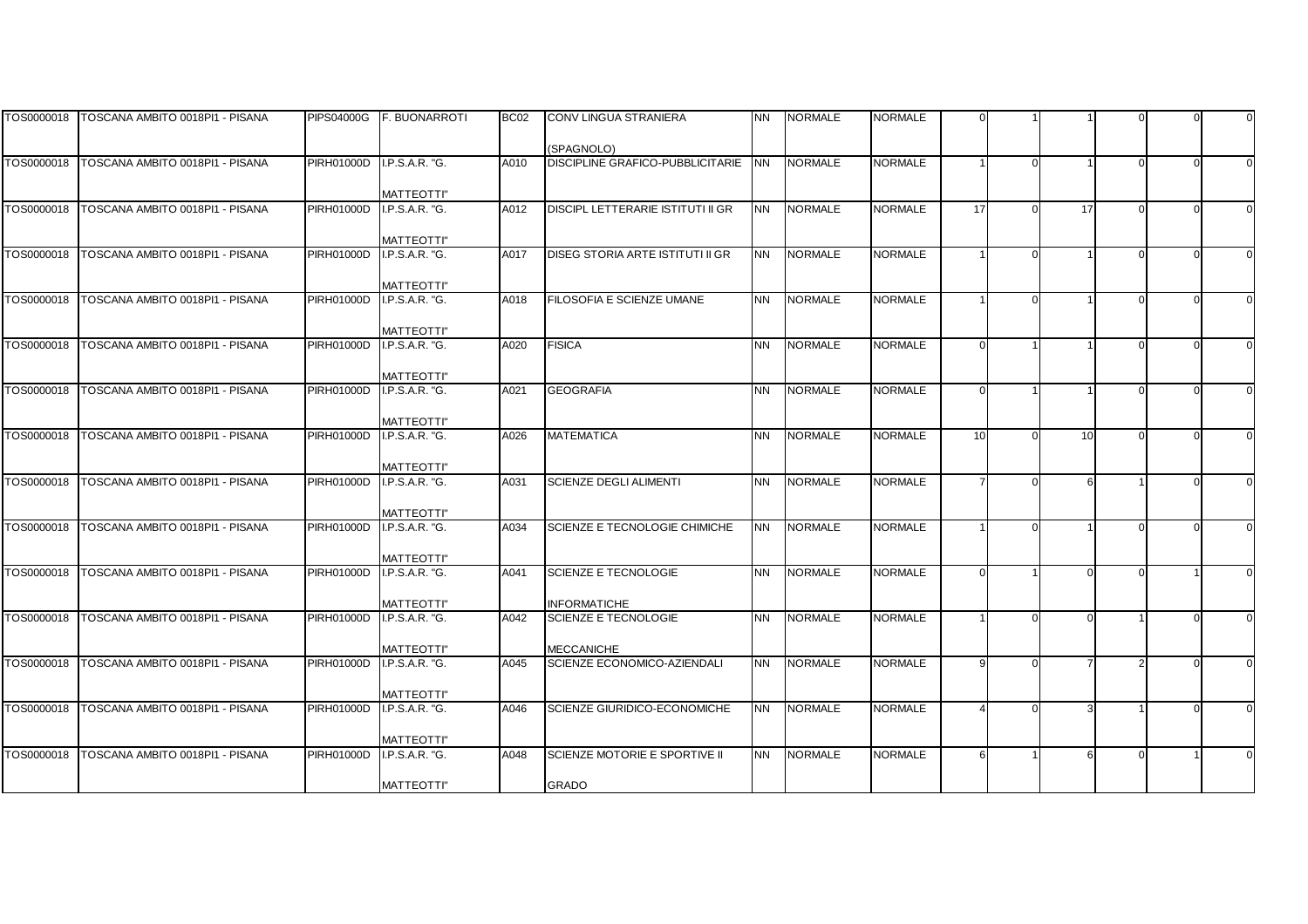| | | | | | | | | | | | | | | |
|---|---|---|---|---|---|---|---|---|---|---|---|---|---|---|
| TOS0000018 | TOSCANA AMBITO 0018PI1 - PISANA | PIPS04000G | F. BUONARROTI | BC02 | CONV LINGUA STRANIERA (SPAGNOLO) | NN | NORMALE | NORMALE | 0 | 1 | 1 | 0 | 0 | 0 |
| TOS0000018 | TOSCANA AMBITO 0018PI1 - PISANA | PIRH01000D | I.P.S.A.R. "G. MATTEOTTI" | A010 | DISCIPLINE GRAFICO-PUBBLICITARIE | NN | NORMALE | NORMALE | 1 | 0 | 1 | 0 | 0 | 0 |
| TOS0000018 | TOSCANA AMBITO 0018PI1 - PISANA | PIRH01000D | I.P.S.A.R. "G. MATTEOTTI" | A012 | DISCIPL LETTERARIE ISTITUTI II GR | NN | NORMALE | NORMALE | 17 | 0 | 17 | 0 | 0 | 0 |
| TOS0000018 | TOSCANA AMBITO 0018PI1 - PISANA | PIRH01000D | I.P.S.A.R. "G. MATTEOTTI" | A017 | DISEG STORIA ARTE ISTITUTI II GR | NN | NORMALE | NORMALE | 1 | 0 | 1 | 0 | 0 | 0 |
| TOS0000018 | TOSCANA AMBITO 0018PI1 - PISANA | PIRH01000D | I.P.S.A.R. "G. MATTEOTTI" | A018 | FILOSOFIA E SCIENZE UMANE | NN | NORMALE | NORMALE | 1 | 0 | 1 | 0 | 0 | 0 |
| TOS0000018 | TOSCANA AMBITO 0018PI1 - PISANA | PIRH01000D | I.P.S.A.R. "G. MATTEOTTI" | A020 | FISICA | NN | NORMALE | NORMALE | 0 | 1 | 1 | 0 | 0 | 0 |
| TOS0000018 | TOSCANA AMBITO 0018PI1 - PISANA | PIRH01000D | I.P.S.A.R. "G. MATTEOTTI" | A021 | GEOGRAFIA | NN | NORMALE | NORMALE | 0 | 1 | 1 | 0 | 0 | 0 |
| TOS0000018 | TOSCANA AMBITO 0018PI1 - PISANA | PIRH01000D | I.P.S.A.R. "G. MATTEOTTI" | A026 | MATEMATICA | NN | NORMALE | NORMALE | 10 | 0 | 10 | 0 | 0 | 0 |
| TOS0000018 | TOSCANA AMBITO 0018PI1 - PISANA | PIRH01000D | I.P.S.A.R. "G. MATTEOTTI" | A031 | SCIENZE DEGLI ALIMENTI | NN | NORMALE | NORMALE | 7 | 0 | 6 | 1 | 0 | 0 |
| TOS0000018 | TOSCANA AMBITO 0018PI1 - PISANA | PIRH01000D | I.P.S.A.R. "G. MATTEOTTI" | A034 | SCIENZE E TECNOLOGIE CHIMICHE | NN | NORMALE | NORMALE | 1 | 0 | 1 | 0 | 0 | 0 |
| TOS0000018 | TOSCANA AMBITO 0018PI1 - PISANA | PIRH01000D | I.P.S.A.R. "G. MATTEOTTI" | A041 | SCIENZE E TECNOLOGIE INFORMATICHE | NN | NORMALE | NORMALE | 0 | 1 | 0 | 0 | 1 | 0 |
| TOS0000018 | TOSCANA AMBITO 0018PI1 - PISANA | PIRH01000D | I.P.S.A.R. "G. MATTEOTTI" | A042 | SCIENZE E TECNOLOGIE MECCANICHE | NN | NORMALE | NORMALE | 1 | 0 | 0 | 1 | 0 | 0 |
| TOS0000018 | TOSCANA AMBITO 0018PI1 - PISANA | PIRH01000D | I.P.S.A.R. "G. MATTEOTTI" | A045 | SCIENZE ECONOMICO-AZIENDALI | NN | NORMALE | NORMALE | 9 | 0 | 7 | 2 | 0 | 0 |
| TOS0000018 | TOSCANA AMBITO 0018PI1 - PISANA | PIRH01000D | I.P.S.A.R. "G. MATTEOTTI" | A046 | SCIENZE GIURIDICO-ECONOMICHE | NN | NORMALE | NORMALE | 4 | 0 | 3 | 1 | 0 | 0 |
| TOS0000018 | TOSCANA AMBITO 0018PI1 - PISANA | PIRH01000D | I.P.S.A.R. "G. MATTEOTTI" | A048 | SCIENZE MOTORIE E SPORTIVE II GRADO | NN | NORMALE | NORMALE | 6 | 1 | 6 | 0 | 1 | 0 |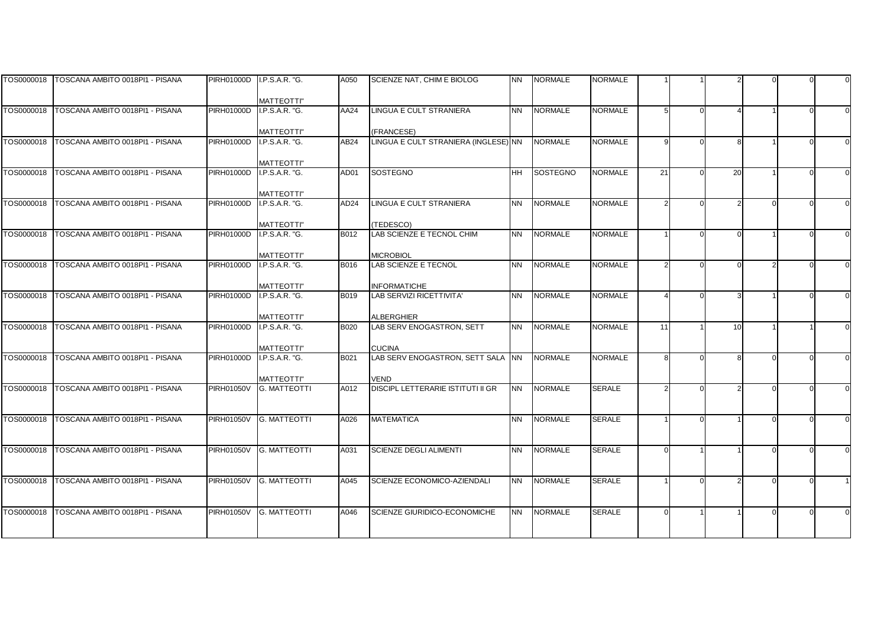| | | | | | | | | | | | | | | | |
|---|---|---|---|---|---|---|---|---|---|---|---|---|---|---|---|
| TOS0000018 | TOSCANA AMBITO 0018PI1 - PISANA | PIRH01000D | I.P.S.A.R. "G. MATTEOTTI" | A050 | SCIENZE NAT, CHIM E BIOLOG | NN | NORMALE | NORMALE | 1 | 1 | 2 | 0 | 0 | 0 |
| TOS0000018 | TOSCANA AMBITO 0018PI1 - PISANA | PIRH01000D | I.P.S.A.R. "G. MATTEOTTI" | AA24 | LINGUA E CULT STRANIERA (FRANCESE) | NN | NORMALE | NORMALE | 5 | 0 | 4 | 1 | 0 | 0 |
| TOS0000018 | TOSCANA AMBITO 0018PI1 - PISANA | PIRH01000D | I.P.S.A.R. "G. MATTEOTTI" | AB24 | LINGUA E CULT STRANIERA (INGLESE) | NN | NORMALE | NORMALE | 9 | 0 | 8 | 1 | 0 | 0 |
| TOS0000018 | TOSCANA AMBITO 0018PI1 - PISANA | PIRH01000D | I.P.S.A.R. "G. MATTEOTTI" | AD01 | SOSTEGNO | HH | SOSTEGNO | NORMALE | 21 | 0 | 20 | 1 | 0 | 0 |
| TOS0000018 | TOSCANA AMBITO 0018PI1 - PISANA | PIRH01000D | I.P.S.A.R. "G. MATTEOTTI" | AD24 | LINGUA E CULT STRANIERA (TEDESCO) | NN | NORMALE | NORMALE | 2 | 0 | 2 | 0 | 0 | 0 |
| TOS0000018 | TOSCANA AMBITO 0018PI1 - PISANA | PIRH01000D | I.P.S.A.R. "G. MATTEOTTI" | B012 | LAB SCIENZE E TECNOL CHIM MICROBIOL | NN | NORMALE | NORMALE | 1 | 0 | 0 | 1 | 0 | 0 |
| TOS0000018 | TOSCANA AMBITO 0018PI1 - PISANA | PIRH01000D | I.P.S.A.R. "G. MATTEOTTI" | B016 | LAB SCIENZE E TECNOL INFORMATICHE | NN | NORMALE | NORMALE | 2 | 0 | 0 | 2 | 0 | 0 |
| TOS0000018 | TOSCANA AMBITO 0018PI1 - PISANA | PIRH01000D | I.P.S.A.R. "G. MATTEOTTI" | B019 | LAB SERVIZI RICETTIVITA' ALBERGHIER | NN | NORMALE | NORMALE | 4 | 0 | 3 | 1 | 0 | 0 |
| TOS0000018 | TOSCANA AMBITO 0018PI1 - PISANA | PIRH01000D | I.P.S.A.R. "G. MATTEOTTI" | B020 | LAB SERV ENOGASTRON, SETT CUCINA | NN | NORMALE | NORMALE | 11 | 1 | 10 | 1 | 1 | 0 |
| TOS0000018 | TOSCANA AMBITO 0018PI1 - PISANA | PIRH01000D | I.P.S.A.R. "G. MATTEOTTI" | B021 | LAB SERV ENOGASTRON, SETT SALA VEND | NN | NORMALE | NORMALE | 8 | 0 | 8 | 0 | 0 | 0 |
| TOS0000018 | TOSCANA AMBITO 0018PI1 - PISANA | PIRH01050V | G. MATTEOTTI | A012 | DISCIPL LETTERARIE ISTITUTI II GR | NN | NORMALE | SERALE | 2 | 0 | 2 | 0 | 0 | 0 |
| TOS0000018 | TOSCANA AMBITO 0018PI1 - PISANA | PIRH01050V | G. MATTEOTTI | A026 | MATEMATICA | NN | NORMALE | SERALE | 1 | 0 | 1 | 0 | 0 | 0 |
| TOS0000018 | TOSCANA AMBITO 0018PI1 - PISANA | PIRH01050V | G. MATTEOTTI | A031 | SCIENZE DEGLI ALIMENTI | NN | NORMALE | SERALE | 0 | 1 | 1 | 0 | 0 | 0 |
| TOS0000018 | TOSCANA AMBITO 0018PI1 - PISANA | PIRH01050V | G. MATTEOTTI | A045 | SCIENZE ECONOMICO-AZIENDALI | NN | NORMALE | SERALE | 1 | 0 | 2 | 0 | 0 | 1 |
| TOS0000018 | TOSCANA AMBITO 0018PI1 - PISANA | PIRH01050V | G. MATTEOTTI | A046 | SCIENZE GIURIDICO-ECONOMICHE | NN | NORMALE | SERALE | 0 | 1 | 1 | 0 | 0 | 0 |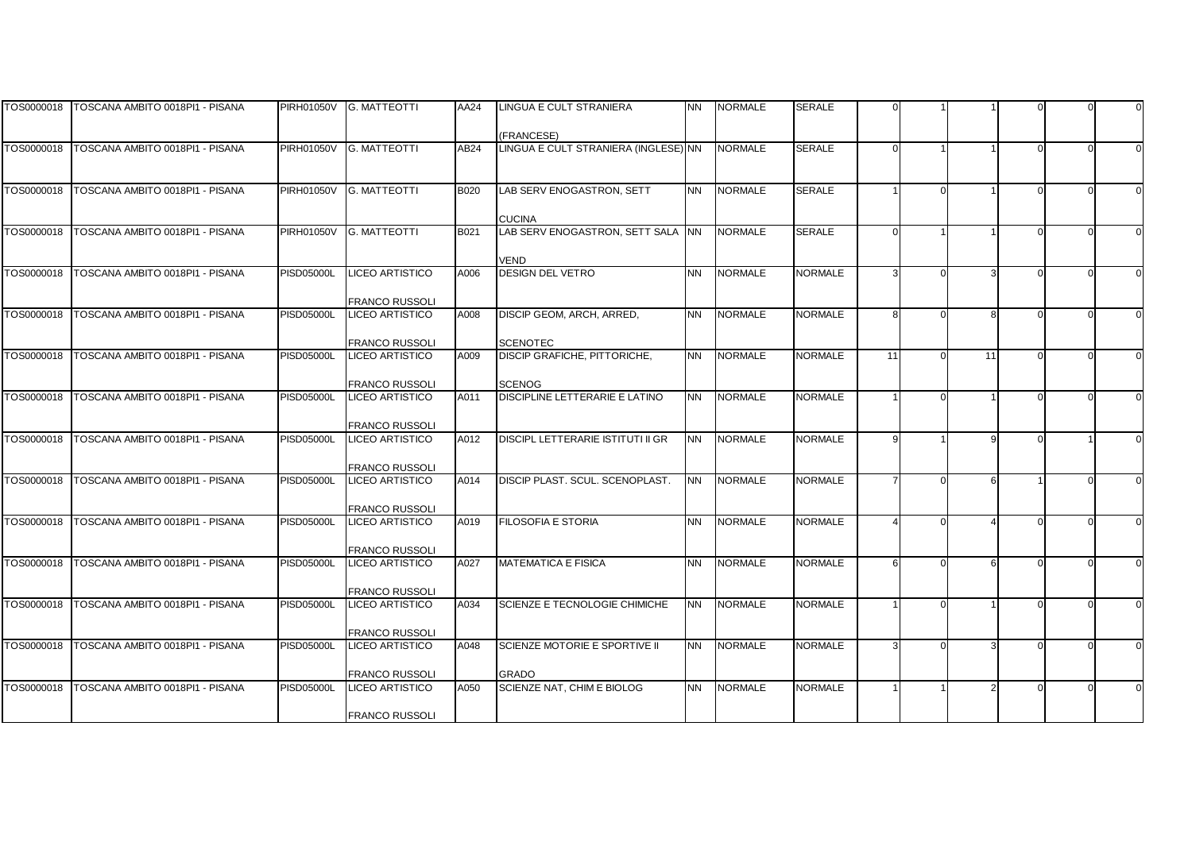| TOS0000018 | TOSCANA AMBITO 0018PI1 - PISANA | PIRH01050V | G. MATTEOTTI | AA24 | LINGUA E CULT STRANIERA (FRANCESE) | NN | NORMALE | SERALE | 0 | 1 | 1 | 0 | 0 | 0 |
|---|---|---|---|---|---|---|---|---|---|---|---|---|---|---|
| TOS0000018 | TOSCANA AMBITO 0018PI1 - PISANA | PIRH01050V | G. MATTEOTTI | AB24 | LINGUA E CULT STRANIERA (INGLESE) | NN | NORMALE | SERALE | 0 | 1 | 1 | 0 | 0 | 0 |
| TOS0000018 | TOSCANA AMBITO 0018PI1 - PISANA | PIRH01050V | G. MATTEOTTI | B020 | LAB SERV ENOGASTRON, SETT CUCINA | NN | NORMALE | SERALE | 1 | 0 | 1 | 0 | 0 | 0 |
| TOS0000018 | TOSCANA AMBITO 0018PI1 - PISANA | PIRH01050V | G. MATTEOTTI | B021 | LAB SERV ENOGASTRON, SETT SALA VEND | NN | NORMALE | SERALE | 0 | 1 | 1 | 0 | 0 | 0 |
| TOS0000018 | TOSCANA AMBITO 0018PI1 - PISANA | PISD05000L | LICEO ARTISTICO FRANCO RUSSOLI | A006 | DESIGN DEL VETRO | NN | NORMALE | NORMALE | 3 | 0 | 3 | 0 | 0 | 0 |
| TOS0000018 | TOSCANA AMBITO 0018PI1 - PISANA | PISD05000L | LICEO ARTISTICO FRANCO RUSSOLI | A008 | DISCIP GEOM, ARCH, ARRED, SCENOTEC | NN | NORMALE | NORMALE | 8 | 0 | 8 | 0 | 0 | 0 |
| TOS0000018 | TOSCANA AMBITO 0018PI1 - PISANA | PISD05000L | LICEO ARTISTICO FRANCO RUSSOLI | A009 | DISCIP GRAFICHE, PITTORICHE, SCENOG | NN | NORMALE | NORMALE | 11 | 0 | 11 | 0 | 0 | 0 |
| TOS0000018 | TOSCANA AMBITO 0018PI1 - PISANA | PISD05000L | LICEO ARTISTICO FRANCO RUSSOLI | A011 | DISCIPLINE LETTERARIE E LATINO | NN | NORMALE | NORMALE | 1 | 0 | 1 | 0 | 0 | 0 |
| TOS0000018 | TOSCANA AMBITO 0018PI1 - PISANA | PISD05000L | LICEO ARTISTICO FRANCO RUSSOLI | A012 | DISCIPL LETTERARIE ISTITUTI II GR | NN | NORMALE | NORMALE | 9 | 1 | 9 | 0 | 1 | 0 |
| TOS0000018 | TOSCANA AMBITO 0018PI1 - PISANA | PISD05000L | LICEO ARTISTICO FRANCO RUSSOLI | A014 | DISCIP PLAST. SCUL. SCENOPLAST. | NN | NORMALE | NORMALE | 7 | 0 | 6 | 1 | 0 | 0 |
| TOS0000018 | TOSCANA AMBITO 0018PI1 - PISANA | PISD05000L | LICEO ARTISTICO FRANCO RUSSOLI | A019 | FILOSOFIA E STORIA | NN | NORMALE | NORMALE | 4 | 0 | 4 | 0 | 0 | 0 |
| TOS0000018 | TOSCANA AMBITO 0018PI1 - PISANA | PISD05000L | LICEO ARTISTICO FRANCO RUSSOLI | A027 | MATEMATICA E FISICA | NN | NORMALE | NORMALE | 6 | 0 | 6 | 0 | 0 | 0 |
| TOS0000018 | TOSCANA AMBITO 0018PI1 - PISANA | PISD05000L | LICEO ARTISTICO FRANCO RUSSOLI | A034 | SCIENZE E TECNOLOGIE CHIMICHE | NN | NORMALE | NORMALE | 1 | 0 | 1 | 0 | 0 | 0 |
| TOS0000018 | TOSCANA AMBITO 0018PI1 - PISANA | PISD05000L | LICEO ARTISTICO FRANCO RUSSOLI | A048 | SCIENZE MOTORIE E SPORTIVE II GRADO | NN | NORMALE | NORMALE | 3 | 0 | 3 | 0 | 0 | 0 |
| TOS0000018 | TOSCANA AMBITO 0018PI1 - PISANA | PISD05000L | LICEO ARTISTICO FRANCO RUSSOLI | A050 | SCIENZE NAT, CHIM E BIOLOG | NN | NORMALE | NORMALE | 1 | 1 | 2 | 0 | 0 | 0 |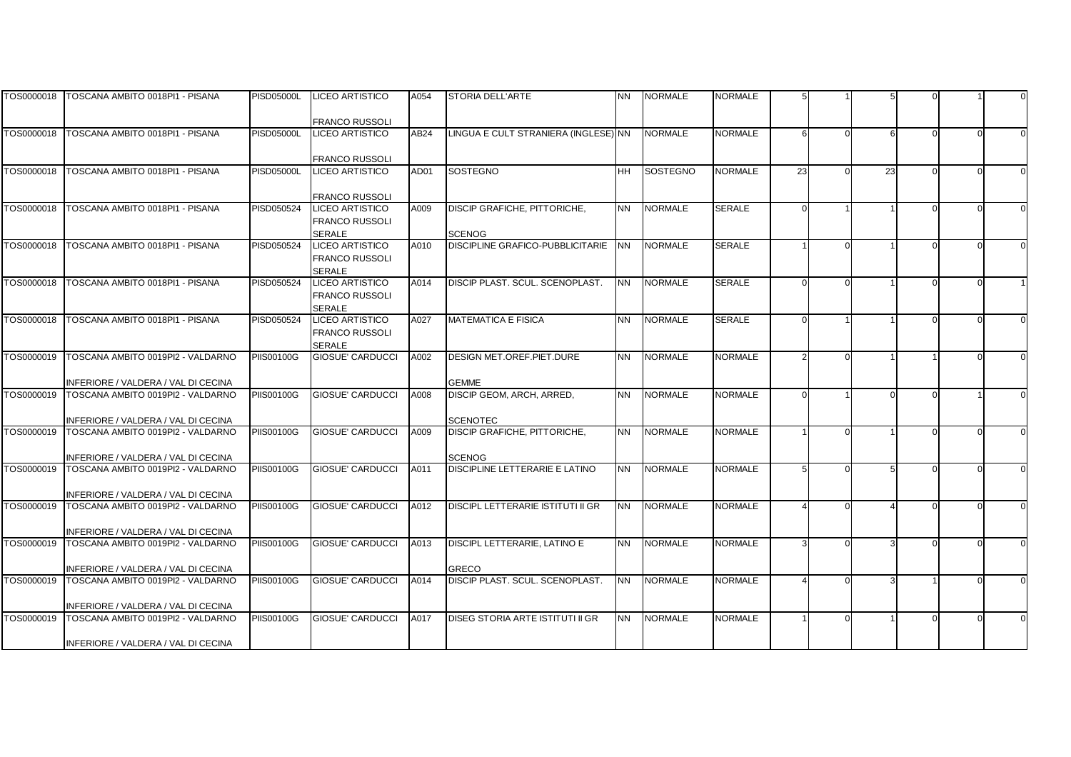| | | | | | | | | | | | | | | | |
|---|---|---|---|---|---|---|---|---|---|---|---|---|---|---|---|
| TOS0000018 | TOSCANA AMBITO 0018PI1 - PISANA | PISD05000L | LICEO ARTISTICO FRANCO RUSSOLI | A054 | STORIA DELL'ARTE | NN | NORMALE | NORMALE | 5 | 1 | 5 | 0 | 1 | 0 |
| TOS0000018 | TOSCANA AMBITO 0018PI1 - PISANA | PISD05000L | LICEO ARTISTICO FRANCO RUSSOLI | AB24 | LINGUA E CULT STRANIERA (INGLESE) | NN | NORMALE | NORMALE | 6 | 0 | 6 | 0 | 0 | 0 |
| TOS0000018 | TOSCANA AMBITO 0018PI1 - PISANA | PISD05000L | LICEO ARTISTICO FRANCO RUSSOLI | AD01 | SOSTEGNO | HH | SOSTEGNO | NORMALE | 23 | 0 | 23 | 0 | 0 | 0 |
| TOS0000018 | TOSCANA AMBITO 0018PI1 - PISANA | PISD050524 | LICEO ARTISTICO FRANCO RUSSOLI SERALE | A009 | DISCIP GRAFICHE, PITTORICHE, SCENOG | NN | NORMALE | SERALE | 0 | 1 | 1 | 0 | 0 | 0 |
| TOS0000018 | TOSCANA AMBITO 0018PI1 - PISANA | PISD050524 | LICEO ARTISTICO FRANCO RUSSOLI SERALE | A010 | DISCIPLINE GRAFICO-PUBBLICITARIE | NN | NORMALE | SERALE | 1 | 0 | 1 | 0 | 0 | 0 |
| TOS0000018 | TOSCANA AMBITO 0018PI1 - PISANA | PISD050524 | LICEO ARTISTICO FRANCO RUSSOLI SERALE | A014 | DISCIP PLAST. SCUL. SCENOPLAST. | NN | NORMALE | SERALE | 0 | 0 | 1 | 0 | 0 | 1 |
| TOS0000018 | TOSCANA AMBITO 0018PI1 - PISANA | PISD050524 | LICEO ARTISTICO FRANCO RUSSOLI SERALE | A027 | MATEMATICA E FISICA | NN | NORMALE | SERALE | 0 | 1 | 1 | 0 | 0 | 0 |
| TOS0000019 | TOSCANA AMBITO 0019PI2 - VALDARNO INFERIORE / VALDERA / VAL DI CECINA | PIIS00100G | GIOSUE' CARDUCCI | A002 | DESIGN MET.OREF.PIET.DURE GEMME | NN | NORMALE | NORMALE | 2 | 0 | 1 | 1 | 0 | 0 |
| TOS0000019 | TOSCANA AMBITO 0019PI2 - VALDARNO INFERIORE / VALDERA / VAL DI CECINA | PIIS00100G | GIOSUE' CARDUCCI | A008 | DISCIP GEOM, ARCH, ARRED, SCENOTEC | NN | NORMALE | NORMALE | 0 | 1 | 0 | 0 | 1 | 0 |
| TOS0000019 | TOSCANA AMBITO 0019PI2 - VALDARNO INFERIORE / VALDERA / VAL DI CECINA | PIIS00100G | GIOSUE' CARDUCCI | A009 | DISCIP GRAFICHE, PITTORICHE, SCENOG | NN | NORMALE | NORMALE | 1 | 0 | 1 | 0 | 0 | 0 |
| TOS0000019 | TOSCANA AMBITO 0019PI2 - VALDARNO INFERIORE / VALDERA / VAL DI CECINA | PIIS00100G | GIOSUE' CARDUCCI | A011 | DISCIPLINE LETTERARIE E LATINO | NN | NORMALE | NORMALE | 5 | 0 | 5 | 0 | 0 | 0 |
| TOS0000019 | TOSCANA AMBITO 0019PI2 - VALDARNO INFERIORE / VALDERA / VAL DI CECINA | PIIS00100G | GIOSUE' CARDUCCI | A012 | DISCIPL LETTERARIE ISTITUTI II GR | NN | NORMALE | NORMALE | 4 | 0 | 4 | 0 | 0 | 0 |
| TOS0000019 | TOSCANA AMBITO 0019PI2 - VALDARNO INFERIORE / VALDERA / VAL DI CECINA | PIIS00100G | GIOSUE' CARDUCCI | A013 | DISCIPL LETTERARIE, LATINO E GRECO | NN | NORMALE | NORMALE | 3 | 0 | 3 | 0 | 0 | 0 |
| TOS0000019 | TOSCANA AMBITO 0019PI2 - VALDARNO INFERIORE / VALDERA / VAL DI CECINA | PIIS00100G | GIOSUE' CARDUCCI | A014 | DISCIP PLAST. SCUL. SCENOPLAST. | NN | NORMALE | NORMALE | 4 | 0 | 3 | 1 | 0 | 0 |
| TOS0000019 | TOSCANA AMBITO 0019PI2 - VALDARNO INFERIORE / VALDERA / VAL DI CECINA | PIIS00100G | GIOSUE' CARDUCCI | A017 | DISEG STORIA ARTE ISTITUTI II GR | NN | NORMALE | NORMALE | 1 | 0 | 1 | 0 | 0 | 0 |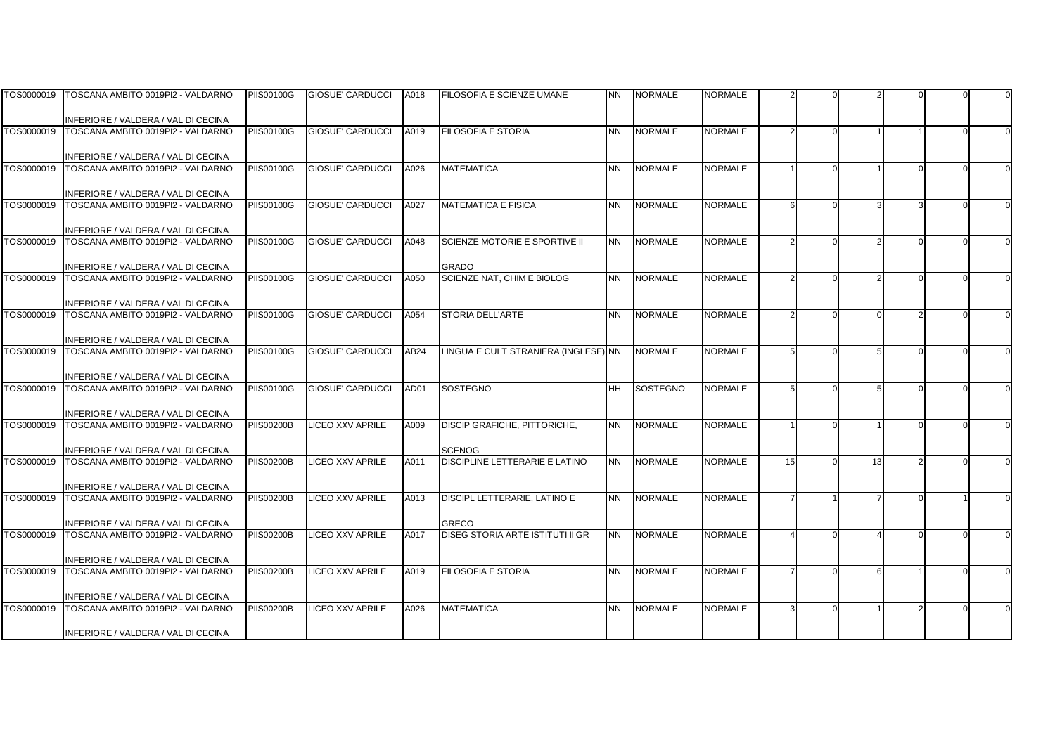| | | | | | | | | | | | | | | | |
|---|---|---|---|---|---|---|---|---|---|---|---|---|---|---|---|
| TOS0000019 | TOSCANA AMBITO 0019PI2 - VALDARNO INFERIORE / VALDERA / VAL DI CECINA | PIIS00100G | GIOSUE' CARDUCCI | A018 | FILOSOFIA E SCIENZE UMANE | NN | NORMALE | NORMALE | 2 | 0 | 2 | 0 | 0 | 0 |
| TOS0000019 | TOSCANA AMBITO 0019PI2 - VALDARNO INFERIORE / VALDERA / VAL DI CECINA | PIIS00100G | GIOSUE' CARDUCCI | A019 | FILOSOFIA E STORIA | NN | NORMALE | NORMALE | 2 | 0 | 1 | 1 | 0 | 0 |
| TOS0000019 | TOSCANA AMBITO 0019PI2 - VALDARNO INFERIORE / VALDERA / VAL DI CECINA | PIIS00100G | GIOSUE' CARDUCCI | A026 | MATEMATICA | NN | NORMALE | NORMALE | 1 | 0 | 1 | 0 | 0 | 0 |
| TOS0000019 | TOSCANA AMBITO 0019PI2 - VALDARNO INFERIORE / VALDERA / VAL DI CECINA | PIIS00100G | GIOSUE' CARDUCCI | A027 | MATEMATICA E FISICA | NN | NORMALE | NORMALE | 6 | 0 | 3 | 3 | 0 | 0 |
| TOS0000019 | TOSCANA AMBITO 0019PI2 - VALDARNO INFERIORE / VALDERA / VAL DI CECINA | PIIS00100G | GIOSUE' CARDUCCI | A048 | SCIENZE MOTORIE E SPORTIVE II GRADO | NN | NORMALE | NORMALE | 2 | 0 | 2 | 0 | 0 | 0 |
| TOS0000019 | TOSCANA AMBITO 0019PI2 - VALDARNO INFERIORE / VALDERA / VAL DI CECINA | PIIS00100G | GIOSUE' CARDUCCI | A050 | SCIENZE NAT, CHIM E BIOLOG | NN | NORMALE | NORMALE | 2 | 0 | 2 | 0 | 0 | 0 |
| TOS0000019 | TOSCANA AMBITO 0019PI2 - VALDARNO INFERIORE / VALDERA / VAL DI CECINA | PIIS00100G | GIOSUE' CARDUCCI | A054 | STORIA DELL'ARTE | NN | NORMALE | NORMALE | 2 | 0 | 0 | 2 | 0 | 0 |
| TOS0000019 | TOSCANA AMBITO 0019PI2 - VALDARNO INFERIORE / VALDERA / VAL DI CECINA | PIIS00100G | GIOSUE' CARDUCCI | AB24 | LINGUA E CULT STRANIERA (INGLESE) | NN | NORMALE | NORMALE | 5 | 0 | 5 | 0 | 0 | 0 |
| TOS0000019 | TOSCANA AMBITO 0019PI2 - VALDARNO INFERIORE / VALDERA / VAL DI CECINA | PIIS00100G | GIOSUE' CARDUCCI | AD01 | SOSTEGNO | HH | SOSTEGNO | NORMALE | 5 | 0 | 5 | 0 | 0 | 0 |
| TOS0000019 | TOSCANA AMBITO 0019PI2 - VALDARNO INFERIORE / VALDERA / VAL DI CECINA | PIIS00200B | LICEO XXV APRILE | A009 | DISCIP GRAFICHE, PITTORICHE, SCENOG | NN | NORMALE | NORMALE | 1 | 0 | 1 | 0 | 0 | 0 |
| TOS0000019 | TOSCANA AMBITO 0019PI2 - VALDARNO INFERIORE / VALDERA / VAL DI CECINA | PIIS00200B | LICEO XXV APRILE | A011 | DISCIPLINE LETTERARIE E LATINO | NN | NORMALE | NORMALE | 15 | 0 | 13 | 2 | 0 | 0 |
| TOS0000019 | TOSCANA AMBITO 0019PI2 - VALDARNO INFERIORE / VALDERA / VAL DI CECINA | PIIS00200B | LICEO XXV APRILE | A013 | DISCIPL LETTERARIE, LATINO E GRECO | NN | NORMALE | NORMALE | 7 | 1 | 7 | 0 | 1 | 0 |
| TOS0000019 | TOSCANA AMBITO 0019PI2 - VALDARNO INFERIORE / VALDERA / VAL DI CECINA | PIIS00200B | LICEO XXV APRILE | A017 | DISEG STORIA ARTE ISTITUTI II GR | NN | NORMALE | NORMALE | 4 | 0 | 4 | 0 | 0 | 0 |
| TOS0000019 | TOSCANA AMBITO 0019PI2 - VALDARNO INFERIORE / VALDERA / VAL DI CECINA | PIIS00200B | LICEO XXV APRILE | A019 | FILOSOFIA E STORIA | NN | NORMALE | NORMALE | 7 | 0 | 6 | 1 | 0 | 0 |
| TOS0000019 | TOSCANA AMBITO 0019PI2 - VALDARNO INFERIORE / VALDERA / VAL DI CECINA | PIIS00200B | LICEO XXV APRILE | A026 | MATEMATICA | NN | NORMALE | NORMALE | 3 | 0 | 1 | 2 | 0 | 0 |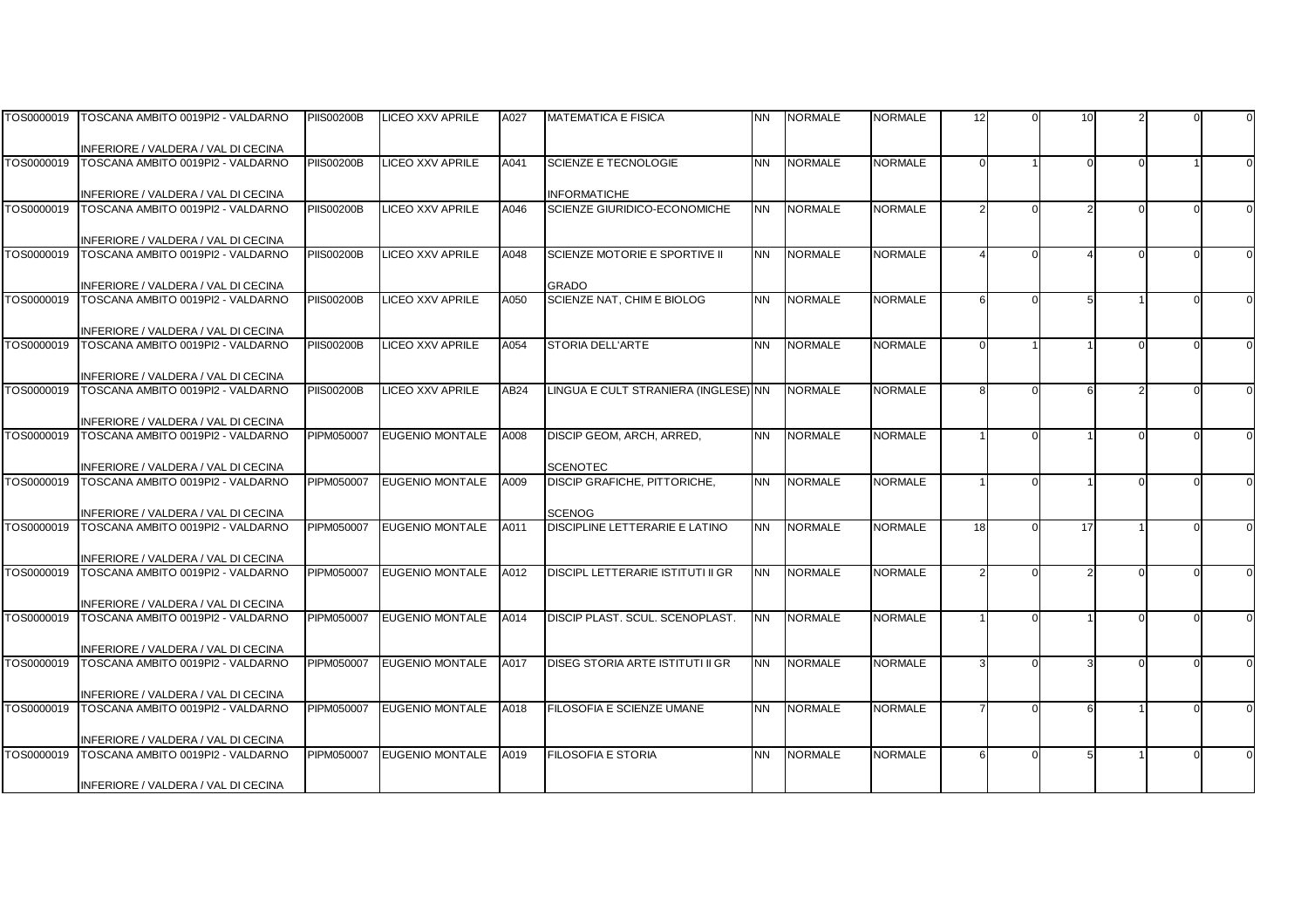| | | | | | | | | | | | | | | |
|---|---|---|---|---|---|---|---|---|---|---|---|---|---|---|
| TOS0000019 | TOSCANA AMBITO 0019PI2 - VALDARNO INFERIORE / VALDERA / VAL DI CECINA | PIIS00200B | LICEO XXV APRILE | A027 | MATEMATICA E FISICA | NN | NORMALE | NORMALE | 12 | 0 | 10 | 2 | 0 | 0 |
| TOS0000019 | TOSCANA AMBITO 0019PI2 - VALDARNO INFERIORE / VALDERA / VAL DI CECINA | PIIS00200B | LICEO XXV APRILE | A041 | SCIENZE E TECNOLOGIE INFORMATICHE | NN | NORMALE | NORMALE | 0 | 1 | 0 | 0 | 1 | 0 |
| TOS0000019 | TOSCANA AMBITO 0019PI2 - VALDARNO INFERIORE / VALDERA / VAL DI CECINA | PIIS00200B | LICEO XXV APRILE | A046 | SCIENZE GIURIDICO-ECONOMICHE | NN | NORMALE | NORMALE | 2 | 0 | 2 | 0 | 0 | 0 |
| TOS0000019 | TOSCANA AMBITO 0019PI2 - VALDARNO INFERIORE / VALDERA / VAL DI CECINA | PIIS00200B | LICEO XXV APRILE | A048 | SCIENZE MOTORIE E SPORTIVE II GRADO | NN | NORMALE | NORMALE | 4 | 0 | 4 | 0 | 0 | 0 |
| TOS0000019 | TOSCANA AMBITO 0019PI2 - VALDARNO INFERIORE / VALDERA / VAL DI CECINA | PIIS00200B | LICEO XXV APRILE | A050 | SCIENZE NAT, CHIM E BIOLOG | NN | NORMALE | NORMALE | 6 | 0 | 5 | 1 | 0 | 0 |
| TOS0000019 | TOSCANA AMBITO 0019PI2 - VALDARNO INFERIORE / VALDERA / VAL DI CECINA | PIIS00200B | LICEO XXV APRILE | A054 | STORIA DELL'ARTE | NN | NORMALE | NORMALE | 0 | 1 | 1 | 0 | 0 | 0 |
| TOS0000019 | TOSCANA AMBITO 0019PI2 - VALDARNO INFERIORE / VALDERA / VAL DI CECINA | PIIS00200B | LICEO XXV APRILE | AB24 | LINGUA E CULT STRANIERA (INGLESE) | NN | NORMALE | NORMALE | 8 | 0 | 6 | 2 | 0 | 0 |
| TOS0000019 | TOSCANA AMBITO 0019PI2 - VALDARNO INFERIORE / VALDERA / VAL DI CECINA | PIPM050007 | EUGENIO MONTALE | A008 | DISCIP GEOM, ARCH, ARRED, SCENOTEC | NN | NORMALE | NORMALE | 1 | 0 | 1 | 0 | 0 | 0 |
| TOS0000019 | TOSCANA AMBITO 0019PI2 - VALDARNO INFERIORE / VALDERA / VAL DI CECINA | PIPM050007 | EUGENIO MONTALE | A009 | DISCIP GRAFICHE, PITTORICHE, SCENOG | NN | NORMALE | NORMALE | 1 | 0 | 1 | 0 | 0 | 0 |
| TOS0000019 | TOSCANA AMBITO 0019PI2 - VALDARNO INFERIORE / VALDERA / VAL DI CECINA | PIPM050007 | EUGENIO MONTALE | A011 | DISCIPLINE LETTERARIE E LATINO | NN | NORMALE | NORMALE | 18 | 0 | 17 | 1 | 0 | 0 |
| TOS0000019 | TOSCANA AMBITO 0019PI2 - VALDARNO INFERIORE / VALDERA / VAL DI CECINA | PIPM050007 | EUGENIO MONTALE | A012 | DISCIPL LETTERARIE ISTITUTI II GR | NN | NORMALE | NORMALE | 2 | 0 | 2 | 0 | 0 | 0 |
| TOS0000019 | TOSCANA AMBITO 0019PI2 - VALDARNO INFERIORE / VALDERA / VAL DI CECINA | PIPM050007 | EUGENIO MONTALE | A014 | DISCIP PLAST. SCUL. SCENOPLAST. | NN | NORMALE | NORMALE | 1 | 0 | 1 | 0 | 0 | 0 |
| TOS0000019 | TOSCANA AMBITO 0019PI2 - VALDARNO INFERIORE / VALDERA / VAL DI CECINA | PIPM050007 | EUGENIO MONTALE | A017 | DISEG STORIA ARTE ISTITUTI II GR | NN | NORMALE | NORMALE | 3 | 0 | 3 | 0 | 0 | 0 |
| TOS0000019 | TOSCANA AMBITO 0019PI2 - VALDARNO INFERIORE / VALDERA / VAL DI CECINA | PIPM050007 | EUGENIO MONTALE | A018 | FILOSOFIA E SCIENZE UMANE | NN | NORMALE | NORMALE | 7 | 0 | 6 | 1 | 0 | 0 |
| TOS0000019 | TOSCANA AMBITO 0019PI2 - VALDARNO INFERIORE / VALDERA / VAL DI CECINA | PIPM050007 | EUGENIO MONTALE | A019 | FILOSOFIA E STORIA | NN | NORMALE | NORMALE | 6 | 0 | 5 | 1 | 0 | 0 |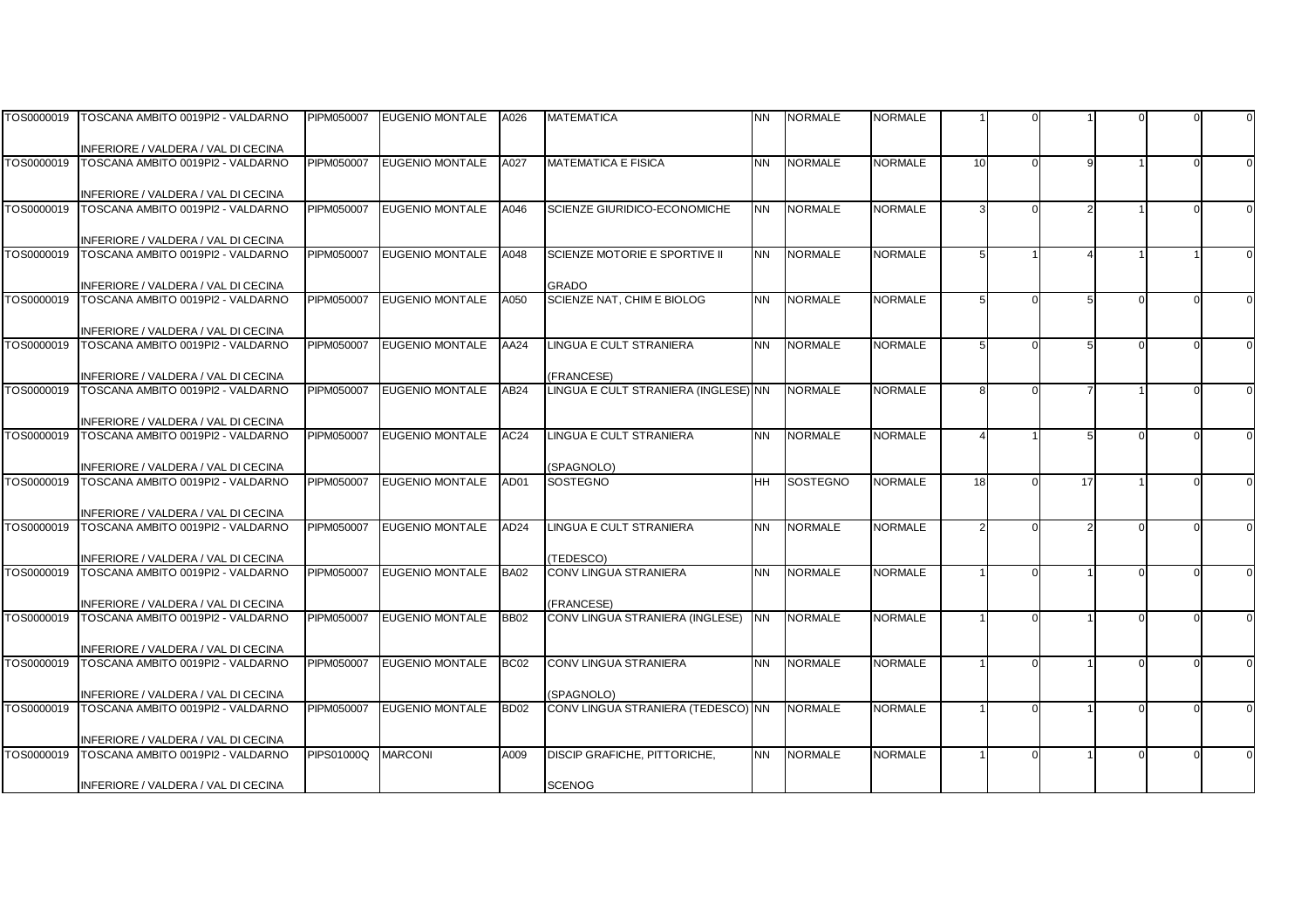| | | | | | | | | | | | | | | | |
|---|---|---|---|---|---|---|---|---|---|---|---|---|---|---|---|
| TOS0000019 | TOSCANA AMBITO 0019PI2 - VALDARNO INFERIORE / VALDERA / VAL DI CECINA | PIPM050007 | EUGENIO MONTALE | A026 | MATEMATICA | NN | NORMALE | NORMALE | 1 | 0 | 1 | 0 | 0 | 0 |
| TOS0000019 | TOSCANA AMBITO 0019PI2 - VALDARNO INFERIORE / VALDERA / VAL DI CECINA | PIPM050007 | EUGENIO MONTALE | A027 | MATEMATICA E FISICA | NN | NORMALE | NORMALE | 10 | 0 | 9 | 1 | 0 | 0 |
| TOS0000019 | TOSCANA AMBITO 0019PI2 - VALDARNO INFERIORE / VALDERA / VAL DI CECINA | PIPM050007 | EUGENIO MONTALE | A046 | SCIENZE GIURIDICO-ECONOMICHE | NN | NORMALE | NORMALE | 3 | 0 | 2 | 1 | 0 | 0 |
| TOS0000019 | TOSCANA AMBITO 0019PI2 - VALDARNO INFERIORE / VALDERA / VAL DI CECINA | PIPM050007 | EUGENIO MONTALE | A048 | SCIENZE MOTORIE E SPORTIVE II GRADO | NN | NORMALE | NORMALE | 5 | 1 | 4 | 1 | 1 | 0 |
| TOS0000019 | TOSCANA AMBITO 0019PI2 - VALDARNO INFERIORE / VALDERA / VAL DI CECINA | PIPM050007 | EUGENIO MONTALE | A050 | SCIENZE NAT, CHIM E BIOLOG | NN | NORMALE | NORMALE | 5 | 0 | 5 | 0 | 0 | 0 |
| TOS0000019 | TOSCANA AMBITO 0019PI2 - VALDARNO INFERIORE / VALDERA / VAL DI CECINA | PIPM050007 | EUGENIO MONTALE | AA24 | LINGUA E CULT STRANIERA (FRANCESE) | NN | NORMALE | NORMALE | 5 | 0 | 5 | 0 | 0 | 0 |
| TOS0000019 | TOSCANA AMBITO 0019PI2 - VALDARNO INFERIORE / VALDERA / VAL DI CECINA | PIPM050007 | EUGENIO MONTALE | AB24 | LINGUA E CULT STRANIERA (INGLESE) | NN | NORMALE | NORMALE | 8 | 0 | 7 | 1 | 0 | 0 |
| TOS0000019 | TOSCANA AMBITO 0019PI2 - VALDARNO INFERIORE / VALDERA / VAL DI CECINA | PIPM050007 | EUGENIO MONTALE | AC24 | LINGUA E CULT STRANIERA (SPAGNOLO) | NN | NORMALE | NORMALE | 4 | 1 | 5 | 0 | 0 | 0 |
| TOS0000019 | TOSCANA AMBITO 0019PI2 - VALDARNO INFERIORE / VALDERA / VAL DI CECINA | PIPM050007 | EUGENIO MONTALE | AD01 | SOSTEGNO | HH | SOSTEGNO | NORMALE | 18 | 0 | 17 | 1 | 0 | 0 |
| TOS0000019 | TOSCANA AMBITO 0019PI2 - VALDARNO INFERIORE / VALDERA / VAL DI CECINA | PIPM050007 | EUGENIO MONTALE | AD24 | LINGUA E CULT STRANIERA (TEDESCO) | NN | NORMALE | NORMALE | 2 | 0 | 2 | 0 | 0 | 0 |
| TOS0000019 | TOSCANA AMBITO 0019PI2 - VALDARNO INFERIORE / VALDERA / VAL DI CECINA | PIPM050007 | EUGENIO MONTALE | BA02 | CONV LINGUA STRANIERA (FRANCESE) | NN | NORMALE | NORMALE | 1 | 0 | 1 | 0 | 0 | 0 |
| TOS0000019 | TOSCANA AMBITO 0019PI2 - VALDARNO INFERIORE / VALDERA / VAL DI CECINA | PIPM050007 | EUGENIO MONTALE | BB02 | CONV LINGUA STRANIERA (INGLESE) | NN | NORMALE | NORMALE | 1 | 0 | 1 | 0 | 0 | 0 |
| TOS0000019 | TOSCANA AMBITO 0019PI2 - VALDARNO INFERIORE / VALDERA / VAL DI CECINA | PIPM050007 | EUGENIO MONTALE | BC02 | CONV LINGUA STRANIERA (SPAGNOLO) | NN | NORMALE | NORMALE | 1 | 0 | 1 | 0 | 0 | 0 |
| TOS0000019 | TOSCANA AMBITO 0019PI2 - VALDARNO INFERIORE / VALDERA / VAL DI CECINA | PIPM050007 | EUGENIO MONTALE | BD02 | CONV LINGUA STRANIERA (TEDESCO) | NN | NORMALE | NORMALE | 1 | 0 | 1 | 0 | 0 | 0 |
| TOS0000019 | TOSCANA AMBITO 0019PI2 - VALDARNO INFERIORE / VALDERA / VAL DI CECINA | PIPS01000Q | MARCONI | A009 | DISCIP GRAFICHE, PITTORICHE, SCENOG | NN | NORMALE | NORMALE | 1 | 0 | 1 | 0 | 0 | 0 |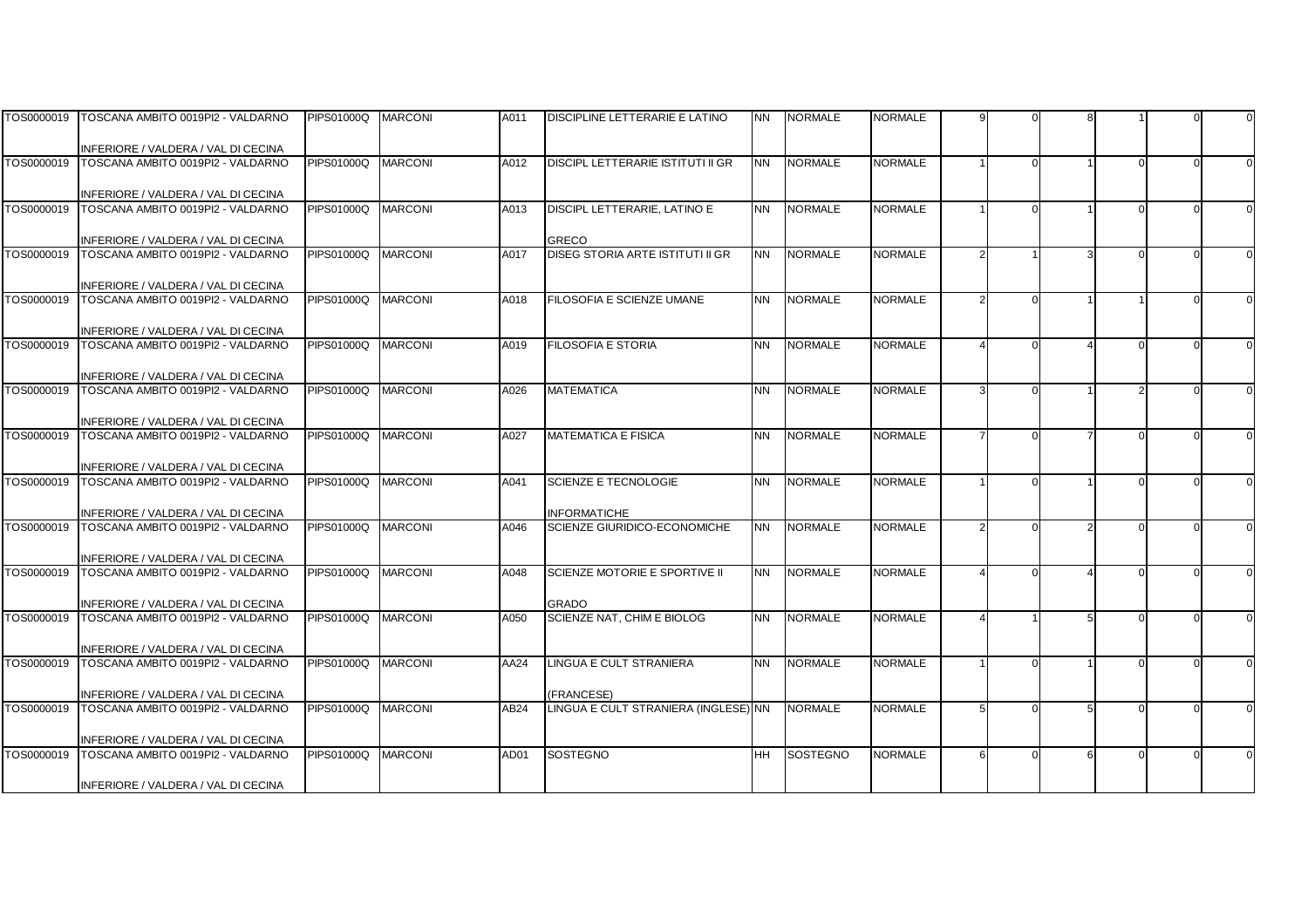| | | | | | | | | | | | | | | | |
|---|---|---|---|---|---|---|---|---|---|---|---|---|---|---|---|
| TOS0000019 | TOSCANA AMBITO 0019PI2 - VALDARNO INFERIORE / VALDERA / VAL DI CECINA | PIPS01000Q | MARCONI | A011 | DISCIPLINE LETTERARIE E LATINO | NN | NORMALE | NORMALE | 9 | 0 | 8 | 1 | 0 | 0 |
| TOS0000019 | TOSCANA AMBITO 0019PI2 - VALDARNO INFERIORE / VALDERA / VAL DI CECINA | PIPS01000Q | MARCONI | A012 | DISCIPL LETTERARIE ISTITUTI II GR | NN | NORMALE | NORMALE | 1 | 0 | 1 | 0 | 0 | 0 |
| TOS0000019 | TOSCANA AMBITO 0019PI2 - VALDARNO INFERIORE / VALDERA / VAL DI CECINA | PIPS01000Q | MARCONI | A013 | DISCIPL LETTERARIE, LATINO E GRECO | NN | NORMALE | NORMALE | 1 | 0 | 1 | 0 | 0 | 0 |
| TOS0000019 | TOSCANA AMBITO 0019PI2 - VALDARNO INFERIORE / VALDERA / VAL DI CECINA | PIPS01000Q | MARCONI | A017 | DISEG STORIA ARTE ISTITUTI II GR | NN | NORMALE | NORMALE | 2 | 1 | 3 | 0 | 0 | 0 |
| TOS0000019 | TOSCANA AMBITO 0019PI2 - VALDARNO INFERIORE / VALDERA / VAL DI CECINA | PIPS01000Q | MARCONI | A018 | FILOSOFIA E SCIENZE UMANE | NN | NORMALE | NORMALE | 2 | 0 | 1 | 1 | 0 | 0 |
| TOS0000019 | TOSCANA AMBITO 0019PI2 - VALDARNO INFERIORE / VALDERA / VAL DI CECINA | PIPS01000Q | MARCONI | A019 | FILOSOFIA E STORIA | NN | NORMALE | NORMALE | 4 | 0 | 4 | 0 | 0 | 0 |
| TOS0000019 | TOSCANA AMBITO 0019PI2 - VALDARNO INFERIORE / VALDERA / VAL DI CECINA | PIPS01000Q | MARCONI | A026 | MATEMATICA | NN | NORMALE | NORMALE | 3 | 0 | 1 | 2 | 0 | 0 |
| TOS0000019 | TOSCANA AMBITO 0019PI2 - VALDARNO INFERIORE / VALDERA / VAL DI CECINA | PIPS01000Q | MARCONI | A027 | MATEMATICA E FISICA | NN | NORMALE | NORMALE | 7 | 0 | 7 | 0 | 0 | 0 |
| TOS0000019 | TOSCANA AMBITO 0019PI2 - VALDARNO INFERIORE / VALDERA / VAL DI CECINA | PIPS01000Q | MARCONI | A041 | SCIENZE E TECNOLOGIE INFORMATICHE | NN | NORMALE | NORMALE | 1 | 0 | 1 | 0 | 0 | 0 |
| TOS0000019 | TOSCANA AMBITO 0019PI2 - VALDARNO INFERIORE / VALDERA / VAL DI CECINA | PIPS01000Q | MARCONI | A046 | SCIENZE GIURIDICO-ECONOMICHE | NN | NORMALE | NORMALE | 2 | 0 | 2 | 0 | 0 | 0 |
| TOS0000019 | TOSCANA AMBITO 0019PI2 - VALDARNO INFERIORE / VALDERA / VAL DI CECINA | PIPS01000Q | MARCONI | A048 | SCIENZE MOTORIE E SPORTIVE II GRADO | NN | NORMALE | NORMALE | 4 | 0 | 4 | 0 | 0 | 0 |
| TOS0000019 | TOSCANA AMBITO 0019PI2 - VALDARNO INFERIORE / VALDERA / VAL DI CECINA | PIPS01000Q | MARCONI | A050 | SCIENZE NAT, CHIM E BIOLOG | NN | NORMALE | NORMALE | 4 | 1 | 5 | 0 | 0 | 0 |
| TOS0000019 | TOSCANA AMBITO 0019PI2 - VALDARNO INFERIORE / VALDERA / VAL DI CECINA | PIPS01000Q | MARCONI | AA24 | LINGUA E CULT STRANIERA (FRANCESE) | NN | NORMALE | NORMALE | 1 | 0 | 1 | 0 | 0 | 0 |
| TOS0000019 | TOSCANA AMBITO 0019PI2 - VALDARNO INFERIORE / VALDERA / VAL DI CECINA | PIPS01000Q | MARCONI | AB24 | LINGUA E CULT STRANIERA (INGLESE) | NN | NORMALE | NORMALE | 5 | 0 | 5 | 0 | 0 | 0 |
| TOS0000019 | TOSCANA AMBITO 0019PI2 - VALDARNO INFERIORE / VALDERA / VAL DI CECINA | PIPS01000Q | MARCONI | AD01 | SOSTEGNO | HH | SOSTEGNO | NORMALE | 6 | 0 | 6 | 0 | 0 | 0 |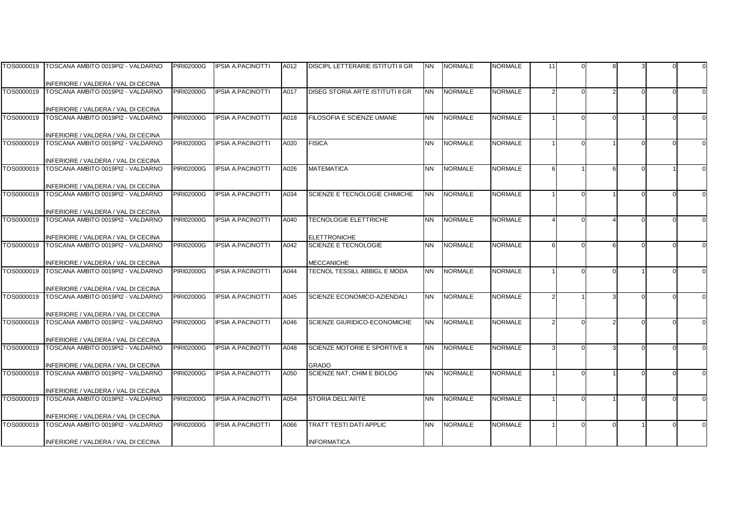| | | | | | | | | | | | | | | |
|---|---|---|---|---|---|---|---|---|---|---|---|---|---|---|
| TOS0000019 | TOSCANA AMBITO 0019PI2 - VALDARNO INFERIORE / VALDERA / VAL DI CECINA | PIRI02000G | IPSIA A.PACINOTTI | A012 | DISCIPL LETTERARIE ISTITUTI II GR | NN | NORMALE | NORMALE | 11 | 0 | 8 | 3 | 0 | 0 |
| TOS0000019 | TOSCANA AMBITO 0019PI2 - VALDARNO INFERIORE / VALDERA / VAL DI CECINA | PIRI02000G | IPSIA A.PACINOTTI | A017 | DISEG STORIA ARTE ISTITUTI II GR | NN | NORMALE | NORMALE | 2 | 0 | 2 | 0 | 0 | 0 |
| TOS0000019 | TOSCANA AMBITO 0019PI2 - VALDARNO INFERIORE / VALDERA / VAL DI CECINA | PIRI02000G | IPSIA A.PACINOTTI | A018 | FILOSOFIA E SCIENZE UMANE | NN | NORMALE | NORMALE | 1 | 0 | 0 | 1 | 0 | 0 |
| TOS0000019 | TOSCANA AMBITO 0019PI2 - VALDARNO INFERIORE / VALDERA / VAL DI CECINA | PIRI02000G | IPSIA A.PACINOTTI | A020 | FISICA | NN | NORMALE | NORMALE | 1 | 0 | 1 | 0 | 0 | 0 |
| TOS0000019 | TOSCANA AMBITO 0019PI2 - VALDARNO INFERIORE / VALDERA / VAL DI CECINA | PIRI02000G | IPSIA A.PACINOTTI | A026 | MATEMATICA | NN | NORMALE | NORMALE | 6 | 1 | 6 | 0 | 1 | 0 |
| TOS0000019 | TOSCANA AMBITO 0019PI2 - VALDARNO INFERIORE / VALDERA / VAL DI CECINA | PIRI02000G | IPSIA A.PACINOTTI | A034 | SCIENZE E TECNOLOGIE CHIMICHE | NN | NORMALE | NORMALE | 1 | 0 | 1 | 0 | 0 | 0 |
| TOS0000019 | TOSCANA AMBITO 0019PI2 - VALDARNO INFERIORE / VALDERA / VAL DI CECINA | PIRI02000G | IPSIA A.PACINOTTI | A040 | TECNOLOGIE ELETTRICHE ELETTRONICHE | NN | NORMALE | NORMALE | 4 | 0 | 4 | 0 | 0 | 0 |
| TOS0000019 | TOSCANA AMBITO 0019PI2 - VALDARNO INFERIORE / VALDERA / VAL DI CECINA | PIRI02000G | IPSIA A.PACINOTTI | A042 | SCIENZE E TECNOLOGIE MECCANICHE | NN | NORMALE | NORMALE | 6 | 0 | 6 | 0 | 0 | 0 |
| TOS0000019 | TOSCANA AMBITO 0019PI2 - VALDARNO INFERIORE / VALDERA / VAL DI CECINA | PIRI02000G | IPSIA A.PACINOTTI | A044 | TECNOL TESSILI, ABBIGL E MODA | NN | NORMALE | NORMALE | 1 | 0 | 0 | 1 | 0 | 0 |
| TOS0000019 | TOSCANA AMBITO 0019PI2 - VALDARNO INFERIORE / VALDERA / VAL DI CECINA | PIRI02000G | IPSIA A.PACINOTTI | A045 | SCIENZE ECONOMICO-AZIENDALI | NN | NORMALE | NORMALE | 2 | 1 | 3 | 0 | 0 | 0 |
| TOS0000019 | TOSCANA AMBITO 0019PI2 - VALDARNO INFERIORE / VALDERA / VAL DI CECINA | PIRI02000G | IPSIA A.PACINOTTI | A046 | SCIENZE GIURIDICO-ECONOMICHE | NN | NORMALE | NORMALE | 2 | 0 | 2 | 0 | 0 | 0 |
| TOS0000019 | TOSCANA AMBITO 0019PI2 - VALDARNO INFERIORE / VALDERA / VAL DI CECINA | PIRI02000G | IPSIA A.PACINOTTI | A048 | SCIENZE MOTORIE E SPORTIVE II GRADO | NN | NORMALE | NORMALE | 3 | 0 | 3 | 0 | 0 | 0 |
| TOS0000019 | TOSCANA AMBITO 0019PI2 - VALDARNO INFERIORE / VALDERA / VAL DI CECINA | PIRI02000G | IPSIA A.PACINOTTI | A050 | SCIENZE NAT, CHIM E BIOLOG | NN | NORMALE | NORMALE | 1 | 0 | 1 | 0 | 0 | 0 |
| TOS0000019 | TOSCANA AMBITO 0019PI2 - VALDARNO INFERIORE / VALDERA / VAL DI CECINA | PIRI02000G | IPSIA A.PACINOTTI | A054 | STORIA DELL'ARTE | NN | NORMALE | NORMALE | 1 | 0 | 1 | 0 | 0 | 0 |
| TOS0000019 | TOSCANA AMBITO 0019PI2 - VALDARNO INFERIORE / VALDERA / VAL DI CECINA | PIRI02000G | IPSIA A.PACINOTTI | A066 | TRATT TESTI DATI APPLIC INFORMATICA | NN | NORMALE | NORMALE | 1 | 0 | 0 | 1 | 0 | 0 |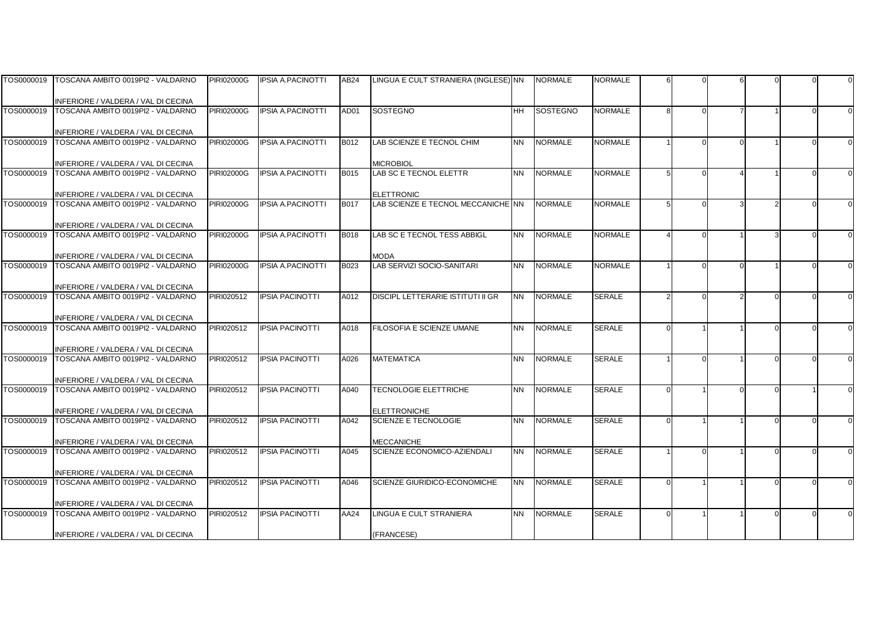| | | | | | | | | | | | | | | | |
|---|---|---|---|---|---|---|---|---|---|---|---|---|---|---|---|
| TOS0000019 | TOSCANA AMBITO 0019PI2 - VALDARNO INFERIORE / VALDERA / VAL DI CECINA | PIRI02000G | IPSIA A.PACINOTTI | AB24 | LINGUA E CULT STRANIERA (INGLESE) | NN | NORMALE | NORMALE | 6 | 0 | 6 | 0 | 0 | 0 |
| TOS0000019 | TOSCANA AMBITO 0019PI2 - VALDARNO INFERIORE / VALDERA / VAL DI CECINA | PIRI02000G | IPSIA A.PACINOTTI | AD01 | SOSTEGNO | HH | SOSTEGNO | NORMALE | 8 | 0 | 7 | 1 | 0 | 0 |
| TOS0000019 | TOSCANA AMBITO 0019PI2 - VALDARNO INFERIORE / VALDERA / VAL DI CECINA | PIRI02000G | IPSIA A.PACINOTTI | B012 | LAB SCIENZE E TECNOL CHIM MICROBIOL | NN | NORMALE | NORMALE | 1 | 0 | 0 | 1 | 0 | 0 |
| TOS0000019 | TOSCANA AMBITO 0019PI2 - VALDARNO INFERIORE / VALDERA / VAL DI CECINA | PIRI02000G | IPSIA A.PACINOTTI | B015 | LAB SC E TECNOL ELETTR ELETTRONIC | NN | NORMALE | NORMALE | 5 | 0 | 4 | 1 | 0 | 0 |
| TOS0000019 | TOSCANA AMBITO 0019PI2 - VALDARNO INFERIORE / VALDERA / VAL DI CECINA | PIRI02000G | IPSIA A.PACINOTTI | B017 | LAB SCIENZE E TECNOL MECCANICHE | NN | NORMALE | NORMALE | 5 | 0 | 3 | 2 | 0 | 0 |
| TOS0000019 | TOSCANA AMBITO 0019PI2 - VALDARNO INFERIORE / VALDERA / VAL DI CECINA | PIRI02000G | IPSIA A.PACINOTTI | B018 | LAB SC E TECNOL TESS ABBIGL MODA | NN | NORMALE | NORMALE | 4 | 0 | 1 | 3 | 0 | 0 |
| TOS0000019 | TOSCANA AMBITO 0019PI2 - VALDARNO INFERIORE / VALDERA / VAL DI CECINA | PIRI02000G | IPSIA A.PACINOTTI | B023 | LAB SERVIZI SOCIO-SANITARI | NN | NORMALE | NORMALE | 1 | 0 | 0 | 1 | 0 | 0 |
| TOS0000019 | TOSCANA AMBITO 0019PI2 - VALDARNO INFERIORE / VALDERA / VAL DI CECINA | PIRI020512 | IPSIA PACINOTTI | A012 | DISCIPL LETTERARIE ISTITUTI II GR | NN | NORMALE | SERALE | 2 | 0 | 2 | 0 | 0 | 0 |
| TOS0000019 | TOSCANA AMBITO 0019PI2 - VALDARNO INFERIORE / VALDERA / VAL DI CECINA | PIRI020512 | IPSIA PACINOTTI | A018 | FILOSOFIA E SCIENZE UMANE | NN | NORMALE | SERALE | 0 | 1 | 1 | 0 | 0 | 0 |
| TOS0000019 | TOSCANA AMBITO 0019PI2 - VALDARNO INFERIORE / VALDERA / VAL DI CECINA | PIRI020512 | IPSIA PACINOTTI | A026 | MATEMATICA | NN | NORMALE | SERALE | 1 | 0 | 1 | 0 | 0 | 0 |
| TOS0000019 | TOSCANA AMBITO 0019PI2 - VALDARNO INFERIORE / VALDERA / VAL DI CECINA | PIRI020512 | IPSIA PACINOTTI | A040 | TECNOLOGIE ELETTRICHE ELETTRONICHE | NN | NORMALE | SERALE | 0 | 1 | 0 | 0 | 1 | 0 |
| TOS0000019 | TOSCANA AMBITO 0019PI2 - VALDARNO INFERIORE / VALDERA / VAL DI CECINA | PIRI020512 | IPSIA PACINOTTI | A042 | SCIENZE E TECNOLOGIE MECCANICHE | NN | NORMALE | SERALE | 0 | 1 | 1 | 0 | 0 | 0 |
| TOS0000019 | TOSCANA AMBITO 0019PI2 - VALDARNO INFERIORE / VALDERA / VAL DI CECINA | PIRI020512 | IPSIA PACINOTTI | A045 | SCIENZE ECONOMICO-AZIENDALI | NN | NORMALE | SERALE | 1 | 0 | 1 | 0 | 0 | 0 |
| TOS0000019 | TOSCANA AMBITO 0019PI2 - VALDARNO INFERIORE / VALDERA / VAL DI CECINA | PIRI020512 | IPSIA PACINOTTI | A046 | SCIENZE GIURIDICO-ECONOMICHE | NN | NORMALE | SERALE | 0 | 1 | 1 | 0 | 0 | 0 |
| TOS0000019 | TOSCANA AMBITO 0019PI2 - VALDARNO INFERIORE / VALDERA / VAL DI CECINA | PIRI020512 | IPSIA PACINOTTI | AA24 | LINGUA E CULT STRANIERA (FRANCESE) | NN | NORMALE | SERALE | 0 | 1 | 1 | 0 | 0 | 0 |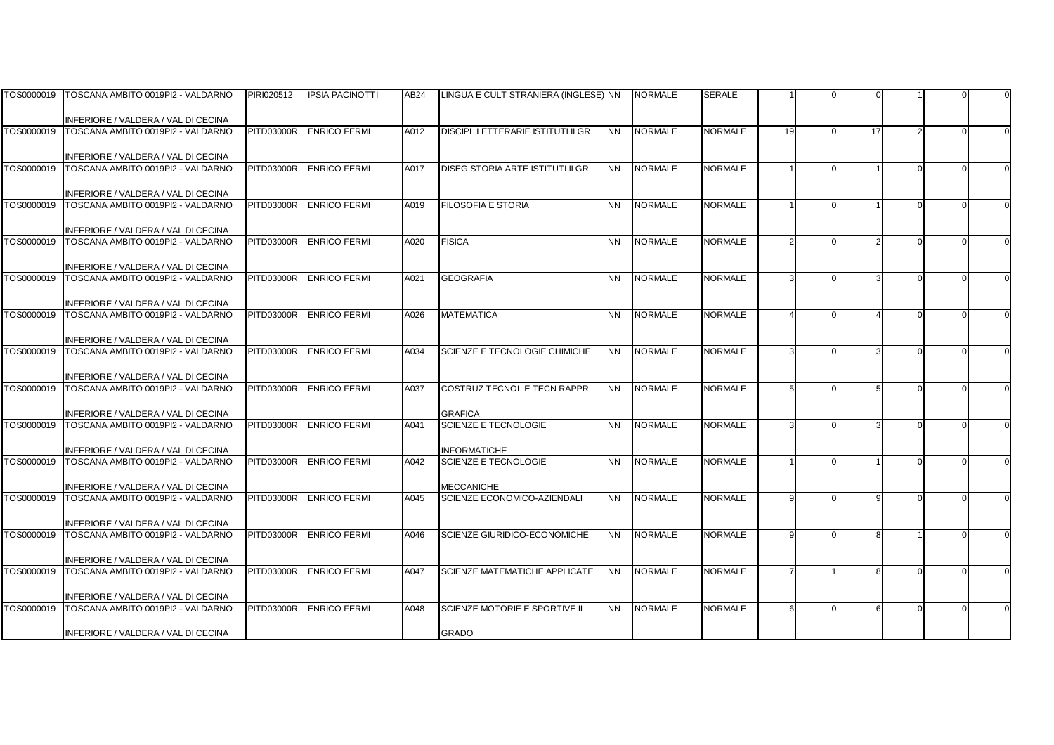| | | | | | | | | | | | | | | | |
|---|---|---|---|---|---|---|---|---|---|---|---|---|---|---|---|
| TOS0000019 | TOSCANA AMBITO 0019PI2 - VALDARNO INFERIORE / VALDERA / VAL DI CECINA | PIRI020512 | IPSIA PACINOTTI | AB24 | LINGUA E CULT STRANIERA (INGLESE) | NN | NORMALE | SERALE | 1 | 0 | 0 | 1 | 0 | 0 |
| TOS0000019 | TOSCANA AMBITO 0019PI2 - VALDARNO INFERIORE / VALDERA / VAL DI CECINA | PITD03000R | ENRICO FERMI | A012 | DISCIPL LETTERARIE ISTITUTI II GR | NN | NORMALE | NORMALE | 19 | 0 | 17 | 2 | 0 | 0 |
| TOS0000019 | TOSCANA AMBITO 0019PI2 - VALDARNO INFERIORE / VALDERA / VAL DI CECINA | PITD03000R | ENRICO FERMI | A017 | DISEG STORIA ARTE ISTITUTI II GR | NN | NORMALE | NORMALE | 1 | 0 | 1 | 0 | 0 | 0 |
| TOS0000019 | TOSCANA AMBITO 0019PI2 - VALDARNO INFERIORE / VALDERA / VAL DI CECINA | PITD03000R | ENRICO FERMI | A019 | FILOSOFIA E STORIA | NN | NORMALE | NORMALE | 1 | 0 | 1 | 0 | 0 | 0 |
| TOS0000019 | TOSCANA AMBITO 0019PI2 - VALDARNO INFERIORE / VALDERA / VAL DI CECINA | PITD03000R | ENRICO FERMI | A020 | FISICA | NN | NORMALE | NORMALE | 2 | 0 | 2 | 0 | 0 | 0 |
| TOS0000019 | TOSCANA AMBITO 0019PI2 - VALDARNO INFERIORE / VALDERA / VAL DI CECINA | PITD03000R | ENRICO FERMI | A021 | GEOGRAFIA | NN | NORMALE | NORMALE | 3 | 0 | 3 | 0 | 0 | 0 |
| TOS0000019 | TOSCANA AMBITO 0019PI2 - VALDARNO INFERIORE / VALDERA / VAL DI CECINA | PITD03000R | ENRICO FERMI | A026 | MATEMATICA | NN | NORMALE | NORMALE | 4 | 0 | 4 | 0 | 0 | 0 |
| TOS0000019 | TOSCANA AMBITO 0019PI2 - VALDARNO INFERIORE / VALDERA / VAL DI CECINA | PITD03000R | ENRICO FERMI | A034 | SCIENZE E TECNOLOGIE CHIMICHE | NN | NORMALE | NORMALE | 3 | 0 | 3 | 0 | 0 | 0 |
| TOS0000019 | TOSCANA AMBITO 0019PI2 - VALDARNO INFERIORE / VALDERA / VAL DI CECINA | PITD03000R | ENRICO FERMI | A037 | COSTRUZ TECNOL E TECN RAPPR GRAFICA | NN | NORMALE | NORMALE | 5 | 0 | 5 | 0 | 0 | 0 |
| TOS0000019 | TOSCANA AMBITO 0019PI2 - VALDARNO INFERIORE / VALDERA / VAL DI CECINA | PITD03000R | ENRICO FERMI | A041 | SCIENZE E TECNOLOGIE INFORMATICHE | NN | NORMALE | NORMALE | 3 | 0 | 3 | 0 | 0 | 0 |
| TOS0000019 | TOSCANA AMBITO 0019PI2 - VALDARNO INFERIORE / VALDERA / VAL DI CECINA | PITD03000R | ENRICO FERMI | A042 | SCIENZE E TECNOLOGIE MECCANICHE | NN | NORMALE | NORMALE | 1 | 0 | 1 | 0 | 0 | 0 |
| TOS0000019 | TOSCANA AMBITO 0019PI2 - VALDARNO INFERIORE / VALDERA / VAL DI CECINA | PITD03000R | ENRICO FERMI | A045 | SCIENZE ECONOMICO-AZIENDALI | NN | NORMALE | NORMALE | 9 | 0 | 9 | 0 | 0 | 0 |
| TOS0000019 | TOSCANA AMBITO 0019PI2 - VALDARNO INFERIORE / VALDERA / VAL DI CECINA | PITD03000R | ENRICO FERMI | A046 | SCIENZE GIURIDICO-ECONOMICHE | NN | NORMALE | NORMALE | 9 | 0 | 8 | 1 | 0 | 0 |
| TOS0000019 | TOSCANA AMBITO 0019PI2 - VALDARNO INFERIORE / VALDERA / VAL DI CECINA | PITD03000R | ENRICO FERMI | A047 | SCIENZE MATEMATICHE APPLICATE | NN | NORMALE | NORMALE | 7 | 1 | 8 | 0 | 0 | 0 |
| TOS0000019 | TOSCANA AMBITO 0019PI2 - VALDARNO INFERIORE / VALDERA / VAL DI CECINA | PITD03000R | ENRICO FERMI | A048 | SCIENZE MOTORIE E SPORTIVE II GRADO | NN | NORMALE | NORMALE | 6 | 0 | 6 | 0 | 0 | 0 |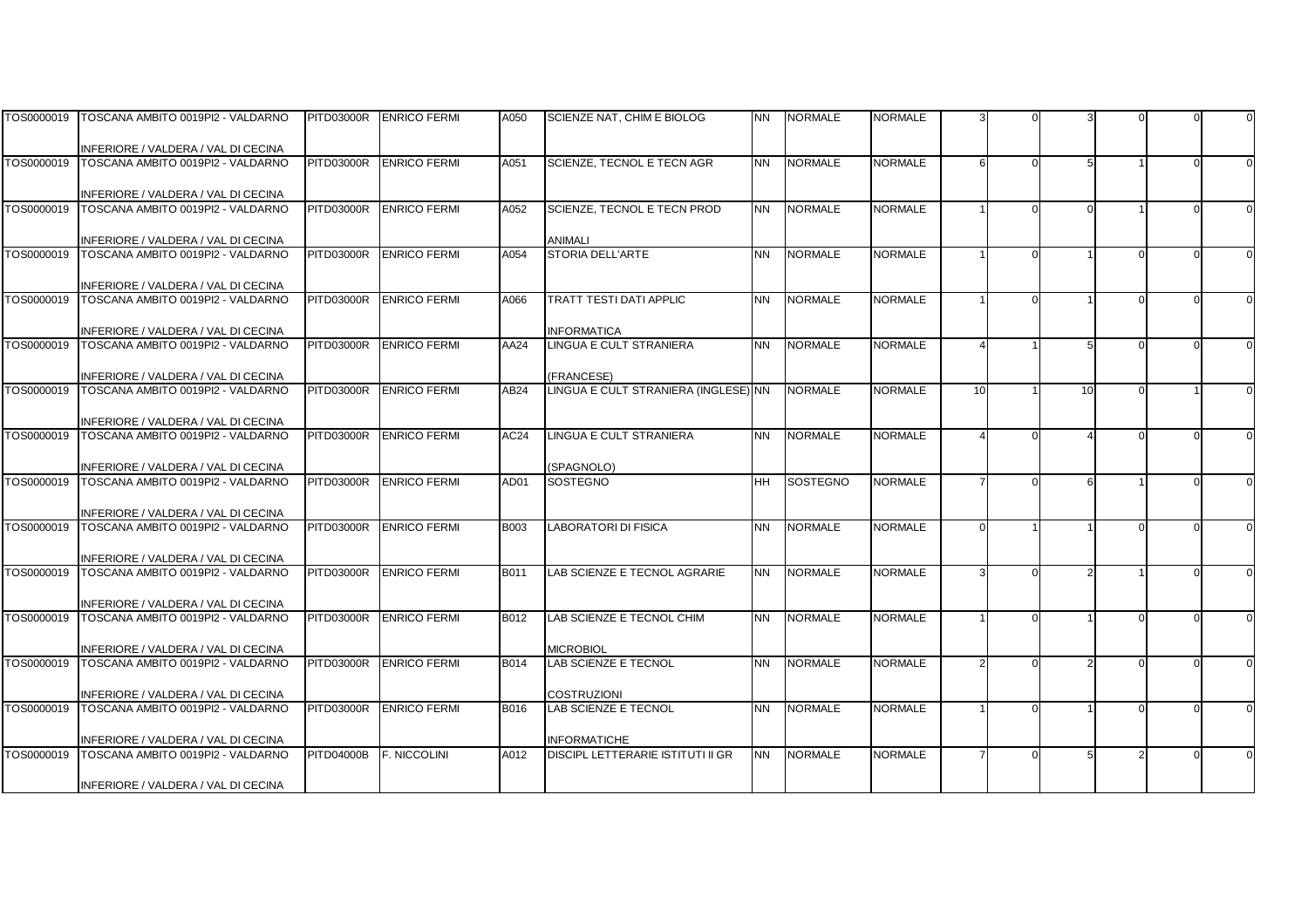| | | | | | | | | | | | | | | | |
|---|---|---|---|---|---|---|---|---|---|---|---|---|---|---|---|
| TOS0000019 | TOSCANA AMBITO 0019PI2 - VALDARNO INFERIORE / VALDERA / VAL DI CECINA | PITD03000R | ENRICO FERMI | A050 | SCIENZE NAT, CHIM E BIOLOG | NN | NORMALE | NORMALE | 3 | 0 | 3 | 0 | 0 | 0 |
| TOS0000019 | TOSCANA AMBITO 0019PI2 - VALDARNO INFERIORE / VALDERA / VAL DI CECINA | PITD03000R | ENRICO FERMI | A051 | SCIENZE, TECNOL E TECN AGR | NN | NORMALE | NORMALE | 6 | 0 | 5 | 1 | 0 | 0 |
| TOS0000019 | TOSCANA AMBITO 0019PI2 - VALDARNO INFERIORE / VALDERA / VAL DI CECINA | PITD03000R | ENRICO FERMI | A052 | SCIENZE, TECNOL E TECN PROD ANIMALI | NN | NORMALE | NORMALE | 1 | 0 | 0 | 1 | 0 | 0 |
| TOS0000019 | TOSCANA AMBITO 0019PI2 - VALDARNO INFERIORE / VALDERA / VAL DI CECINA | PITD03000R | ENRICO FERMI | A054 | STORIA DELL'ARTE | NN | NORMALE | NORMALE | 1 | 0 | 1 | 0 | 0 | 0 |
| TOS0000019 | TOSCANA AMBITO 0019PI2 - VALDARNO INFERIORE / VALDERA / VAL DI CECINA | PITD03000R | ENRICO FERMI | A066 | TRATT TESTI DATI APPLIC INFORMATICA | NN | NORMALE | NORMALE | 1 | 0 | 1 | 0 | 0 | 0 |
| TOS0000019 | TOSCANA AMBITO 0019PI2 - VALDARNO INFERIORE / VALDERA / VAL DI CECINA | PITD03000R | ENRICO FERMI | AA24 | LINGUA E CULT STRANIERA (FRANCESE) | NN | NORMALE | NORMALE | 4 | 1 | 5 | 0 | 0 | 0 |
| TOS0000019 | TOSCANA AMBITO 0019PI2 - VALDARNO INFERIORE / VALDERA / VAL DI CECINA | PITD03000R | ENRICO FERMI | AB24 | LINGUA E CULT STRANIERA (INGLESE) | NN | NORMALE | NORMALE | 10 | 1 | 10 | 0 | 1 | 0 |
| TOS0000019 | TOSCANA AMBITO 0019PI2 - VALDARNO INFERIORE / VALDERA / VAL DI CECINA | PITD03000R | ENRICO FERMI | AC24 | LINGUA E CULT STRANIERA (SPAGNOLO) | NN | NORMALE | NORMALE | 4 | 0 | 4 | 0 | 0 | 0 |
| TOS0000019 | TOSCANA AMBITO 0019PI2 - VALDARNO INFERIORE / VALDERA / VAL DI CECINA | PITD03000R | ENRICO FERMI | AD01 | SOSTEGNO | HH | SOSTEGNO | NORMALE | 7 | 0 | 6 | 1 | 0 | 0 |
| TOS0000019 | TOSCANA AMBITO 0019PI2 - VALDARNO INFERIORE / VALDERA / VAL DI CECINA | PITD03000R | ENRICO FERMI | B003 | LABORATORI DI FISICA | NN | NORMALE | NORMALE | 0 | 1 | 1 | 0 | 0 | 0 |
| TOS0000019 | TOSCANA AMBITO 0019PI2 - VALDARNO INFERIORE / VALDERA / VAL DI CECINA | PITD03000R | ENRICO FERMI | B011 | LAB SCIENZE E TECNOL AGRARIE | NN | NORMALE | NORMALE | 3 | 0 | 2 | 1 | 0 | 0 |
| TOS0000019 | TOSCANA AMBITO 0019PI2 - VALDARNO INFERIORE / VALDERA / VAL DI CECINA | PITD03000R | ENRICO FERMI | B012 | LAB SCIENZE E TECNOL CHIM MICROBIOL | NN | NORMALE | NORMALE | 1 | 0 | 1 | 0 | 0 | 0 |
| TOS0000019 | TOSCANA AMBITO 0019PI2 - VALDARNO INFERIORE / VALDERA / VAL DI CECINA | PITD03000R | ENRICO FERMI | B014 | LAB SCIENZE E TECNOL COSTRUZIONI | NN | NORMALE | NORMALE | 2 | 0 | 2 | 0 | 0 | 0 |
| TOS0000019 | TOSCANA AMBITO 0019PI2 - VALDARNO INFERIORE / VALDERA / VAL DI CECINA | PITD03000R | ENRICO FERMI | B016 | LAB SCIENZE E TECNOL INFORMATICHE | NN | NORMALE | NORMALE | 1 | 0 | 1 | 0 | 0 | 0 |
| TOS0000019 | TOSCANA AMBITO 0019PI2 - VALDARNO INFERIORE / VALDERA / VAL DI CECINA | PITD04000B | F. NICCOLINI | A012 | DISCIPL LETTERARIE ISTITUTI II GR | NN | NORMALE | NORMALE | 7 | 0 | 5 | 2 | 0 | 0 |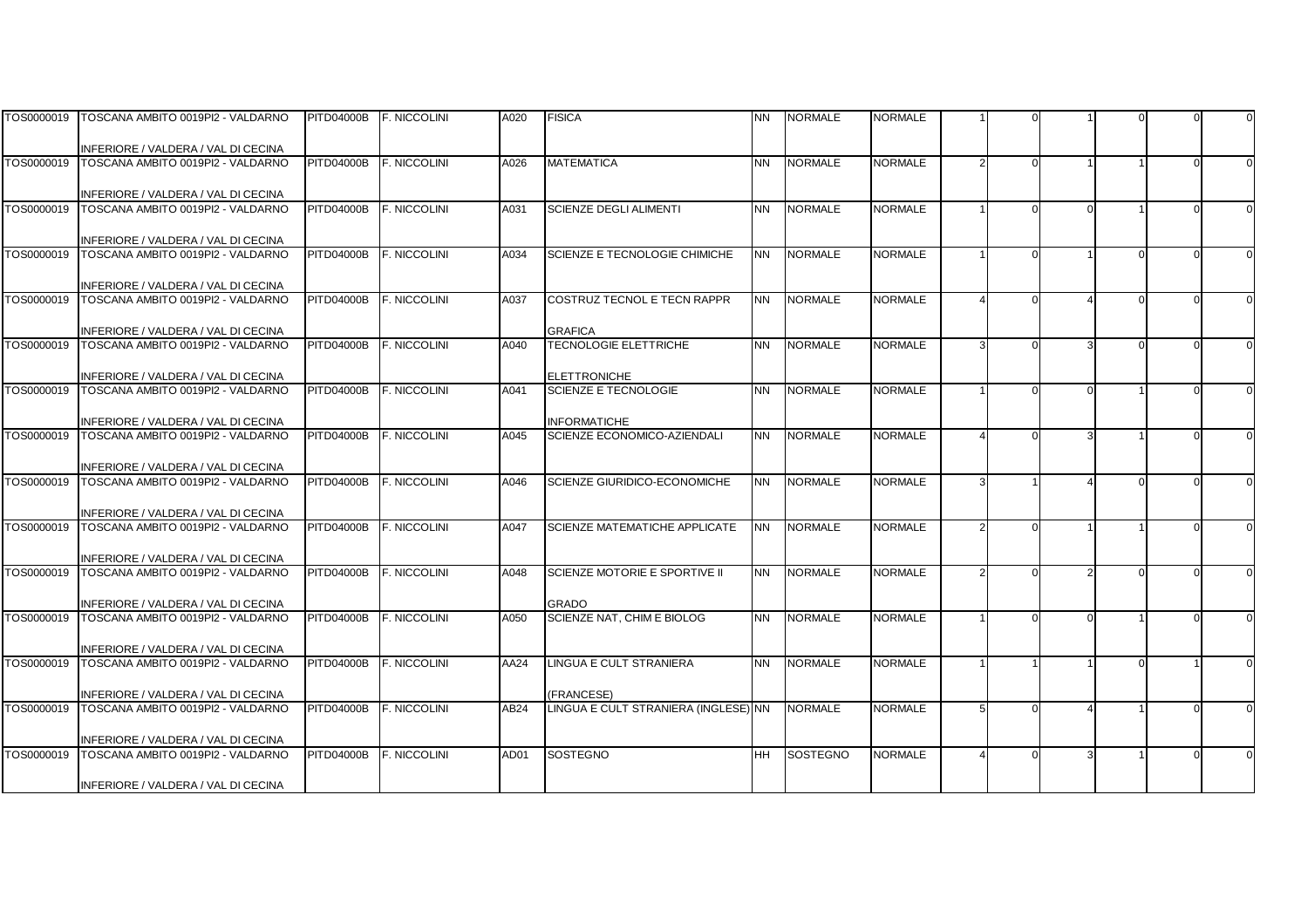| | | | | | | | | | | | | | | | |
|---|---|---|---|---|---|---|---|---|---|---|---|---|---|---|---|
| TOS0000019 | TOSCANA AMBITO 0019PI2 - VALDARNO INFERIORE / VALDERA / VAL DI CECINA | PITD04000B | F. NICCOLINI | A020 | FISICA | NN | NORMALE | NORMALE | 1 | 0 | 1 | 0 | 0 | 0 |
| TOS0000019 | TOSCANA AMBITO 0019PI2 - VALDARNO INFERIORE / VALDERA / VAL DI CECINA | PITD04000B | F. NICCOLINI | A026 | MATEMATICA | NN | NORMALE | NORMALE | 2 | 0 | 1 | 1 | 0 | 0 |
| TOS0000019 | TOSCANA AMBITO 0019PI2 - VALDARNO INFERIORE / VALDERA / VAL DI CECINA | PITD04000B | F. NICCOLINI | A031 | SCIENZE DEGLI ALIMENTI | NN | NORMALE | NORMALE | 1 | 0 | 0 | 1 | 0 | 0 |
| TOS0000019 | TOSCANA AMBITO 0019PI2 - VALDARNO INFERIORE / VALDERA / VAL DI CECINA | PITD04000B | F. NICCOLINI | A034 | SCIENZE E TECNOLOGIE CHIMICHE | NN | NORMALE | NORMALE | 1 | 0 | 1 | 0 | 0 | 0 |
| TOS0000019 | TOSCANA AMBITO 0019PI2 - VALDARNO INFERIORE / VALDERA / VAL DI CECINA | PITD04000B | F. NICCOLINI | A037 | COSTRUZ TECNOL E TECN RAPPR GRAFICA | NN | NORMALE | NORMALE | 4 | 0 | 4 | 0 | 0 | 0 |
| TOS0000019 | TOSCANA AMBITO 0019PI2 - VALDARNO INFERIORE / VALDERA / VAL DI CECINA | PITD04000B | F. NICCOLINI | A040 | TECNOLOGIE ELETTRICHE ELETTRONICHE | NN | NORMALE | NORMALE | 3 | 0 | 3 | 0 | 0 | 0 |
| TOS0000019 | TOSCANA AMBITO 0019PI2 - VALDARNO INFERIORE / VALDERA / VAL DI CECINA | PITD04000B | F. NICCOLINI | A041 | SCIENZE E TECNOLOGIE INFORMATICHE | NN | NORMALE | NORMALE | 1 | 0 | 0 | 1 | 0 | 0 |
| TOS0000019 | TOSCANA AMBITO 0019PI2 - VALDARNO INFERIORE / VALDERA / VAL DI CECINA | PITD04000B | F. NICCOLINI | A045 | SCIENZE ECONOMICO-AZIENDALI | NN | NORMALE | NORMALE | 4 | 0 | 3 | 1 | 0 | 0 |
| TOS0000019 | TOSCANA AMBITO 0019PI2 - VALDARNO INFERIORE / VALDERA / VAL DI CECINA | PITD04000B | F. NICCOLINI | A046 | SCIENZE GIURIDICO-ECONOMICHE | NN | NORMALE | NORMALE | 3 | 1 | 4 | 0 | 0 | 0 |
| TOS0000019 | TOSCANA AMBITO 0019PI2 - VALDARNO INFERIORE / VALDERA / VAL DI CECINA | PITD04000B | F. NICCOLINI | A047 | SCIENZE MATEMATICHE APPLICATE | NN | NORMALE | NORMALE | 2 | 0 | 1 | 1 | 0 | 0 |
| TOS0000019 | TOSCANA AMBITO 0019PI2 - VALDARNO INFERIORE / VALDERA / VAL DI CECINA | PITD04000B | F. NICCOLINI | A048 | SCIENZE MOTORIE E SPORTIVE II GRADO | NN | NORMALE | NORMALE | 2 | 0 | 2 | 0 | 0 | 0 |
| TOS0000019 | TOSCANA AMBITO 0019PI2 - VALDARNO INFERIORE / VALDERA / VAL DI CECINA | PITD04000B | F. NICCOLINI | A050 | SCIENZE NAT, CHIM E BIOLOG | NN | NORMALE | NORMALE | 1 | 0 | 0 | 1 | 0 | 0 |
| TOS0000019 | TOSCANA AMBITO 0019PI2 - VALDARNO INFERIORE / VALDERA / VAL DI CECINA | PITD04000B | F. NICCOLINI | AA24 | LINGUA E CULT STRANIERA (FRANCESE) | NN | NORMALE | NORMALE | 1 | 1 | 1 | 0 | 1 | 0 |
| TOS0000019 | TOSCANA AMBITO 0019PI2 - VALDARNO INFERIORE / VALDERA / VAL DI CECINA | PITD04000B | F. NICCOLINI | AB24 | LINGUA E CULT STRANIERA (INGLESE) | NN | NORMALE | NORMALE | 5 | 0 | 4 | 1 | 0 | 0 |
| TOS0000019 | TOSCANA AMBITO 0019PI2 - VALDARNO INFERIORE / VALDERA / VAL DI CECINA | PITD04000B | F. NICCOLINI | AD01 | SOSTEGNO | HH | SOSTEGNO | NORMALE | 4 | 0 | 3 | 1 | 0 | 0 |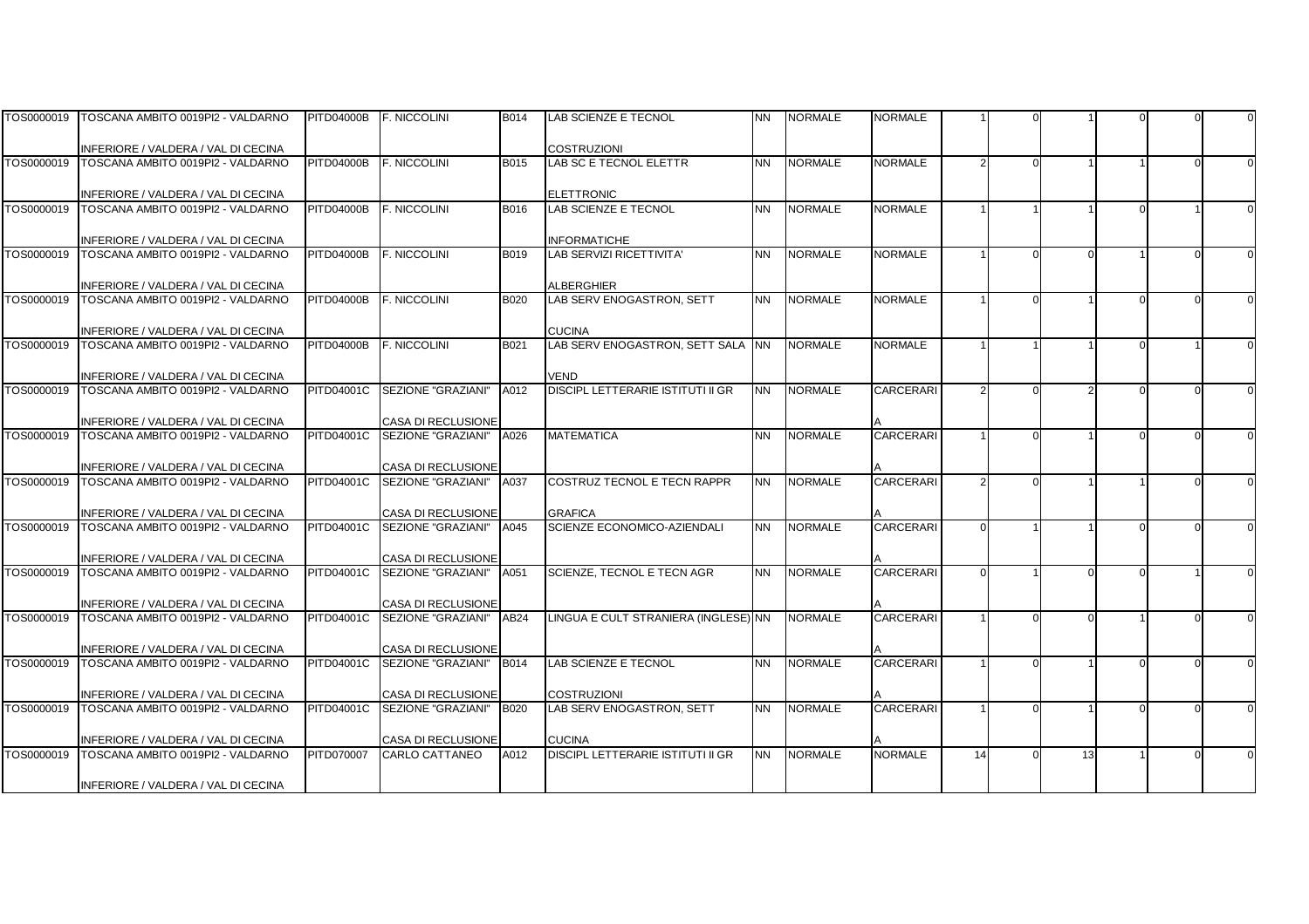| | | | | | | | | | | | | | | |
|---|---|---|---|---|---|---|---|---|---|---|---|---|---|---|
| TOS0000019 | TOSCANA AMBITO 0019PI2 - VALDARNO INFERIORE / VALDERA / VAL DI CECINA | PITD04000B | F. NICCOLINI | B014 | LAB SCIENZE E TECNOL COSTRUZIONI | NN | NORMALE | NORMALE | 1 | 0 | 1 | 0 | 0 | 0 |
| TOS0000019 | TOSCANA AMBITO 0019PI2 - VALDARNO INFERIORE / VALDERA / VAL DI CECINA | PITD04000B | F. NICCOLINI | B015 | LAB SC E TECNOL ELETTR ELETTRONIC | NN | NORMALE | NORMALE | 2 | 0 | 1 | 1 | 0 | 0 |
| TOS0000019 | TOSCANA AMBITO 0019PI2 - VALDARNO INFERIORE / VALDERA / VAL DI CECINA | PITD04000B | F. NICCOLINI | B016 | LAB SCIENZE E TECNOL INFORMATICHE | NN | NORMALE | NORMALE | 1 | 1 | 1 | 0 | 1 | 0 |
| TOS0000019 | TOSCANA AMBITO 0019PI2 - VALDARNO INFERIORE / VALDERA / VAL DI CECINA | PITD04000B | F. NICCOLINI | B019 | LAB SERVIZI RICETTIVITA' ALBERGHIER | NN | NORMALE | NORMALE | 1 | 0 | 0 | 1 | 0 | 0 |
| TOS0000019 | TOSCANA AMBITO 0019PI2 - VALDARNO INFERIORE / VALDERA / VAL DI CECINA | PITD04000B | F. NICCOLINI | B020 | LAB SERV ENOGASTRON, SETT CUCINA | NN | NORMALE | NORMALE | 1 | 0 | 1 | 0 | 0 | 0 |
| TOS0000019 | TOSCANA AMBITO 0019PI2 - VALDARNO INFERIORE / VALDERA / VAL DI CECINA | PITD04000B | F. NICCOLINI | B021 | LAB SERV ENOGASTRON, SETT SALA VEND | NN | NORMALE | NORMALE | 1 | 1 | 1 | 0 | 1 | 0 |
| TOS0000019 | TOSCANA AMBITO 0019PI2 - VALDARNO INFERIORE / VALDERA / VAL DI CECINA | PITD04001C | SEZIONE "GRAZIANI" CASA DI RECLUSIONE | A012 | DISCIPL LETTERARIE ISTITUTI II GR | NN | NORMALE | CARCERARIA | 2 | 0 | 2 | 0 | 0 | 0 |
| TOS0000019 | TOSCANA AMBITO 0019PI2 - VALDARNO INFERIORE / VALDERA / VAL DI CECINA | PITD04001C | SEZIONE "GRAZIANI" CASA DI RECLUSIONE | A026 | MATEMATICA | NN | NORMALE | CARCERARIA | 1 | 0 | 1 | 0 | 0 | 0 |
| TOS0000019 | TOSCANA AMBITO 0019PI2 - VALDARNO INFERIORE / VALDERA / VAL DI CECINA | PITD04001C | SEZIONE "GRAZIANI" CASA DI RECLUSIONE | A037 | COSTRUZ TECNOL E TECN RAPPR GRAFICA | NN | NORMALE | CARCERARIA | 2 | 0 | 1 | 1 | 0 | 0 |
| TOS0000019 | TOSCANA AMBITO 0019PI2 - VALDARNO INFERIORE / VALDERA / VAL DI CECINA | PITD04001C | SEZIONE "GRAZIANI" CASA DI RECLUSIONE | A045 | SCIENZE ECONOMICO-AZIENDALI | NN | NORMALE | CARCERARIA | 0 | 1 | 1 | 0 | 0 | 0 |
| TOS0000019 | TOSCANA AMBITO 0019PI2 - VALDARNO INFERIORE / VALDERA / VAL DI CECINA | PITD04001C | SEZIONE "GRAZIANI" CASA DI RECLUSIONE | A051 | SCIENZE, TECNOL E TECN AGR | NN | NORMALE | CARCERARIA | 0 | 1 | 0 | 0 | 1 | 0 |
| TOS0000019 | TOSCANA AMBITO 0019PI2 - VALDARNO INFERIORE / VALDERA / VAL DI CECINA | PITD04001C | SEZIONE "GRAZIANI" CASA DI RECLUSIONE | AB24 | LINGUA E CULT STRANIERA (INGLESE) | NN | NORMALE | CARCERARIA | 1 | 0 | 0 | 1 | 0 | 0 |
| TOS0000019 | TOSCANA AMBITO 0019PI2 - VALDARNO INFERIORE / VALDERA / VAL DI CECINA | PITD04001C | SEZIONE "GRAZIANI" CASA DI RECLUSIONE | B014 | LAB SCIENZE E TECNOL COSTRUZIONI | NN | NORMALE | CARCERARIA | 1 | 0 | 1 | 0 | 0 | 0 |
| TOS0000019 | TOSCANA AMBITO 0019PI2 - VALDARNO INFERIORE / VALDERA / VAL DI CECINA | PITD04001C | SEZIONE "GRAZIANI" CASA DI RECLUSIONE | B020 | LAB SERV ENOGASTRON, SETT CUCINA | NN | NORMALE | CARCERARIA | 1 | 0 | 1 | 0 | 0 | 0 |
| TOS0000019 | TOSCANA AMBITO 0019PI2 - VALDARNO INFERIORE / VALDERA / VAL DI CECINA | PITD070007 | CARLO CATTANEO | A012 | DISCIPL LETTERARIE ISTITUTI II GR | NN | NORMALE | NORMALE | 14 | 0 | 13 | 1 | 0 | 0 |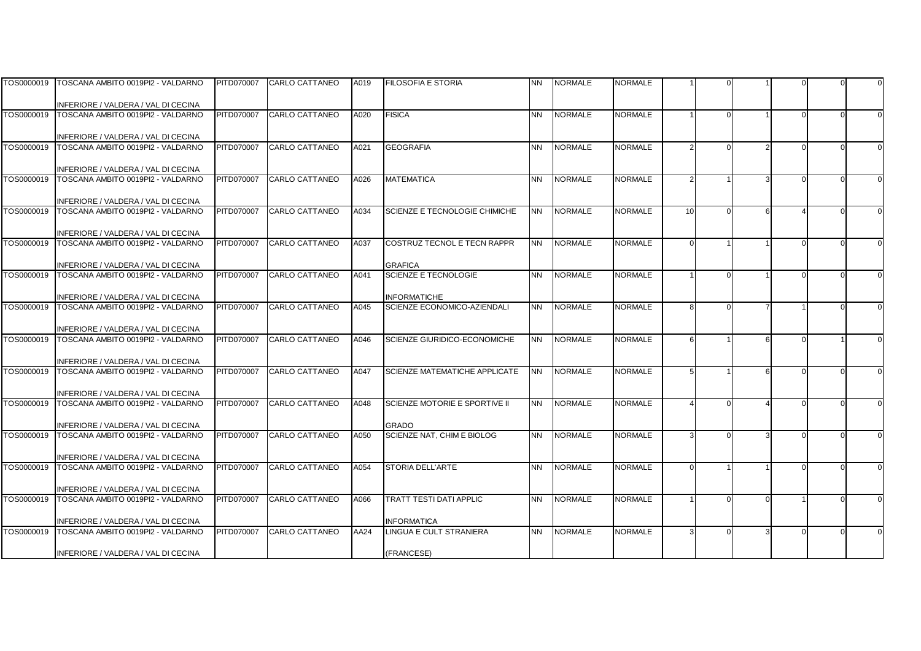| | | | | | | | | | | | | | | | |
|---|---|---|---|---|---|---|---|---|---|---|---|---|---|---|---|
| TOS0000019 | TOSCANA AMBITO 0019PI2 - VALDARNO INFERIORE / VALDERA / VAL DI CECINA | PITD070007 | CARLO CATTANEO | A019 | FILOSOFIA E STORIA | NN | NORMALE | NORMALE | 1 | 0 | 1 | 0 | 0 | 0 |
| TOS0000019 | TOSCANA AMBITO 0019PI2 - VALDARNO INFERIORE / VALDERA / VAL DI CECINA | PITD070007 | CARLO CATTANEO | A020 | FISICA | NN | NORMALE | NORMALE | 1 | 0 | 1 | 0 | 0 | 0 |
| TOS0000019 | TOSCANA AMBITO 0019PI2 - VALDARNO INFERIORE / VALDERA / VAL DI CECINA | PITD070007 | CARLO CATTANEO | A021 | GEOGRAFIA | NN | NORMALE | NORMALE | 2 | 0 | 2 | 0 | 0 | 0 |
| TOS0000019 | TOSCANA AMBITO 0019PI2 - VALDARNO INFERIORE / VALDERA / VAL DI CECINA | PITD070007 | CARLO CATTANEO | A026 | MATEMATICA | NN | NORMALE | NORMALE | 2 | 1 | 3 | 0 | 0 | 0 |
| TOS0000019 | TOSCANA AMBITO 0019PI2 - VALDARNO INFERIORE / VALDERA / VAL DI CECINA | PITD070007 | CARLO CATTANEO | A034 | SCIENZE E TECNOLOGIE CHIMICHE | NN | NORMALE | NORMALE | 10 | 0 | 6 | 4 | 0 | 0 |
| TOS0000019 | TOSCANA AMBITO 0019PI2 - VALDARNO INFERIORE / VALDERA / VAL DI CECINA | PITD070007 | CARLO CATTANEO | A037 | COSTRUZ TECNOL E TECN RAPPR GRAFICA | NN | NORMALE | NORMALE | 0 | 1 | 1 | 0 | 0 | 0 |
| TOS0000019 | TOSCANA AMBITO 0019PI2 - VALDARNO INFERIORE / VALDERA / VAL DI CECINA | PITD070007 | CARLO CATTANEO | A041 | SCIENZE E TECNOLOGIE INFORMATICHE | NN | NORMALE | NORMALE | 1 | 0 | 1 | 0 | 0 | 0 |
| TOS0000019 | TOSCANA AMBITO 0019PI2 - VALDARNO INFERIORE / VALDERA / VAL DI CECINA | PITD070007 | CARLO CATTANEO | A045 | SCIENZE ECONOMICO-AZIENDALI | NN | NORMALE | NORMALE | 8 | 0 | 7 | 1 | 0 | 0 |
| TOS0000019 | TOSCANA AMBITO 0019PI2 - VALDARNO INFERIORE / VALDERA / VAL DI CECINA | PITD070007 | CARLO CATTANEO | A046 | SCIENZE GIURIDICO-ECONOMICHE | NN | NORMALE | NORMALE | 6 | 1 | 6 | 0 | 1 | 0 |
| TOS0000019 | TOSCANA AMBITO 0019PI2 - VALDARNO INFERIORE / VALDERA / VAL DI CECINA | PITD070007 | CARLO CATTANEO | A047 | SCIENZE MATEMATICHE APPLICATE | NN | NORMALE | NORMALE | 5 | 1 | 6 | 0 | 0 | 0 |
| TOS0000019 | TOSCANA AMBITO 0019PI2 - VALDARNO INFERIORE / VALDERA / VAL DI CECINA | PITD070007 | CARLO CATTANEO | A048 | SCIENZE MOTORIE E SPORTIVE II GRADO | NN | NORMALE | NORMALE | 4 | 0 | 4 | 0 | 0 | 0 |
| TOS0000019 | TOSCANA AMBITO 0019PI2 - VALDARNO INFERIORE / VALDERA / VAL DI CECINA | PITD070007 | CARLO CATTANEO | A050 | SCIENZE NAT, CHIM E BIOLOG | NN | NORMALE | NORMALE | 3 | 0 | 3 | 0 | 0 | 0 |
| TOS0000019 | TOSCANA AMBITO 0019PI2 - VALDARNO INFERIORE / VALDERA / VAL DI CECINA | PITD070007 | CARLO CATTANEO | A054 | STORIA DELL'ARTE | NN | NORMALE | NORMALE | 0 | 1 | 1 | 0 | 0 | 0 |
| TOS0000019 | TOSCANA AMBITO 0019PI2 - VALDARNO INFERIORE / VALDERA / VAL DI CECINA | PITD070007 | CARLO CATTANEO | A066 | TRATT TESTI DATI APPLIC INFORMATICA | NN | NORMALE | NORMALE | 1 | 0 | 0 | 1 | 0 | 0 |
| TOS0000019 | TOSCANA AMBITO 0019PI2 - VALDARNO INFERIORE / VALDERA / VAL DI CECINA | PITD070007 | CARLO CATTANEO | AA24 | LINGUA E CULT STRANIERA (FRANCESE) | NN | NORMALE | NORMALE | 3 | 0 | 3 | 0 | 0 | 0 |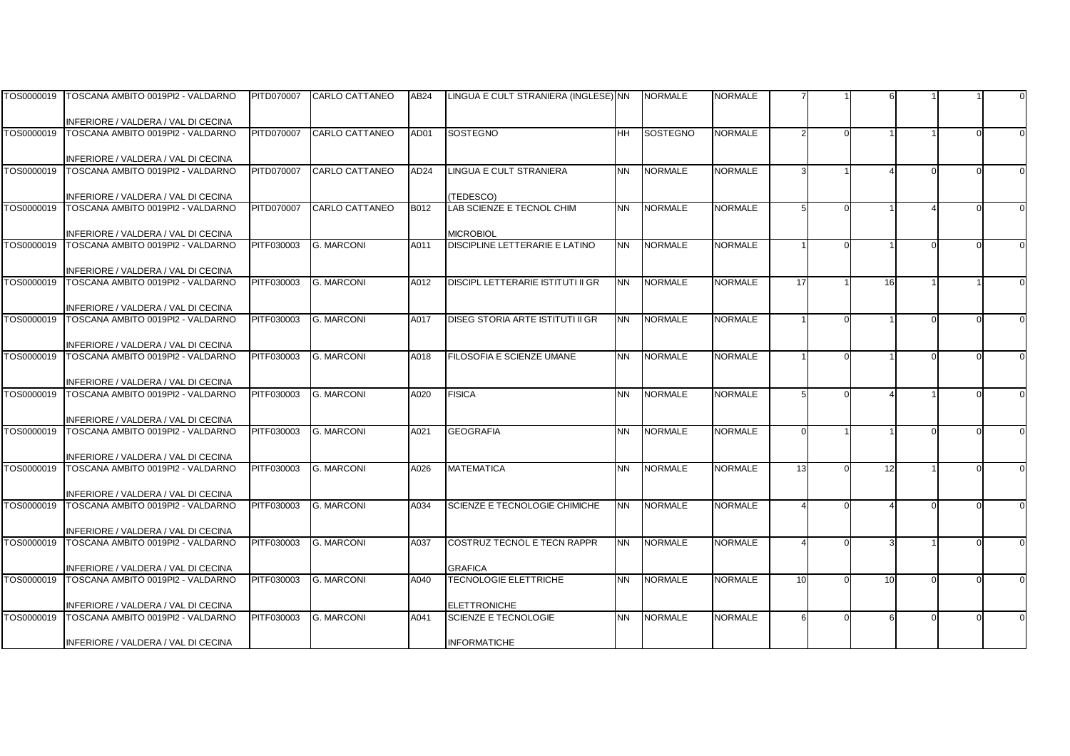| | | | | | | | | | | | | | | | |
|---|---|---|---|---|---|---|---|---|---|---|---|---|---|---|---|
| TOS0000019 | TOSCANA AMBITO 0019PI2 - VALDARNO INFERIORE / VALDERA / VAL DI CECINA | PITD070007 | CARLO CATTANEO | AB24 | LINGUA E CULT STRANIERA (INGLESE) | NN | NORMALE | NORMALE | 7 | 1 | 6 | 1 | 1 | 0 |
| TOS0000019 | TOSCANA AMBITO 0019PI2 - VALDARNO INFERIORE / VALDERA / VAL DI CECINA | PITD070007 | CARLO CATTANEO | AD01 | SOSTEGNO | HH | SOSTEGNO | NORMALE | 2 | 0 | 1 | 1 | 0 | 0 |
| TOS0000019 | TOSCANA AMBITO 0019PI2 - VALDARNO INFERIORE / VALDERA / VAL DI CECINA | PITD070007 | CARLO CATTANEO | AD24 | LINGUA E CULT STRANIERA (TEDESCO) | NN | NORMALE | NORMALE | 3 | 1 | 4 | 0 | 0 | 0 |
| TOS0000019 | TOSCANA AMBITO 0019PI2 - VALDARNO INFERIORE / VALDERA / VAL DI CECINA | PITD070007 | CARLO CATTANEO | B012 | LAB SCIENZE E TECNOL CHIM MICROBIOL | NN | NORMALE | NORMALE | 5 | 0 | 1 | 4 | 0 | 0 |
| TOS0000019 | TOSCANA AMBITO 0019PI2 - VALDARNO INFERIORE / VALDERA / VAL DI CECINA | PITF030003 | G. MARCONI | A011 | DISCIPLINE LETTERARIE E LATINO | NN | NORMALE | NORMALE | 1 | 0 | 1 | 0 | 0 | 0 |
| TOS0000019 | TOSCANA AMBITO 0019PI2 - VALDARNO INFERIORE / VALDERA / VAL DI CECINA | PITF030003 | G. MARCONI | A012 | DISCIPL LETTERARIE ISTITUTI II GR | NN | NORMALE | NORMALE | 17 | 1 | 16 | 1 | 1 | 0 |
| TOS0000019 | TOSCANA AMBITO 0019PI2 - VALDARNO INFERIORE / VALDERA / VAL DI CECINA | PITF030003 | G. MARCONI | A017 | DISEG STORIA ARTE ISTITUTI II GR | NN | NORMALE | NORMALE | 1 | 0 | 1 | 0 | 0 | 0 |
| TOS0000019 | TOSCANA AMBITO 0019PI2 - VALDARNO INFERIORE / VALDERA / VAL DI CECINA | PITF030003 | G. MARCONI | A018 | FILOSOFIA E SCIENZE UMANE | NN | NORMALE | NORMALE | 1 | 0 | 1 | 0 | 0 | 0 |
| TOS0000019 | TOSCANA AMBITO 0019PI2 - VALDARNO INFERIORE / VALDERA / VAL DI CECINA | PITF030003 | G. MARCONI | A020 | FISICA | NN | NORMALE | NORMALE | 5 | 0 | 4 | 1 | 0 | 0 |
| TOS0000019 | TOSCANA AMBITO 0019PI2 - VALDARNO INFERIORE / VALDERA / VAL DI CECINA | PITF030003 | G. MARCONI | A021 | GEOGRAFIA | NN | NORMALE | NORMALE | 0 | 1 | 1 | 0 | 0 | 0 |
| TOS0000019 | TOSCANA AMBITO 0019PI2 - VALDARNO INFERIORE / VALDERA / VAL DI CECINA | PITF030003 | G. MARCONI | A026 | MATEMATICA | NN | NORMALE | NORMALE | 13 | 0 | 12 | 1 | 0 | 0 |
| TOS0000019 | TOSCANA AMBITO 0019PI2 - VALDARNO INFERIORE / VALDERA / VAL DI CECINA | PITF030003 | G. MARCONI | A034 | SCIENZE E TECNOLOGIE CHIMICHE | NN | NORMALE | NORMALE | 4 | 0 | 4 | 0 | 0 | 0 |
| TOS0000019 | TOSCANA AMBITO 0019PI2 - VALDARNO INFERIORE / VALDERA / VAL DI CECINA | PITF030003 | G. MARCONI | A037 | COSTRUZ TECNOL E TECN RAPPR GRAFICA | NN | NORMALE | NORMALE | 4 | 0 | 3 | 1 | 0 | 0 |
| TOS0000019 | TOSCANA AMBITO 0019PI2 - VALDARNO INFERIORE / VALDERA / VAL DI CECINA | PITF030003 | G. MARCONI | A040 | TECNOLOGIE ELETTRICHE ELETTRONICHE | NN | NORMALE | NORMALE | 10 | 0 | 10 | 0 | 0 | 0 |
| TOS0000019 | TOSCANA AMBITO 0019PI2 - VALDARNO INFERIORE / VALDERA / VAL DI CECINA | PITF030003 | G. MARCONI | A041 | SCIENZE E TECNOLOGIE INFORMATICHE | NN | NORMALE | NORMALE | 6 | 0 | 6 | 0 | 0 | 0 |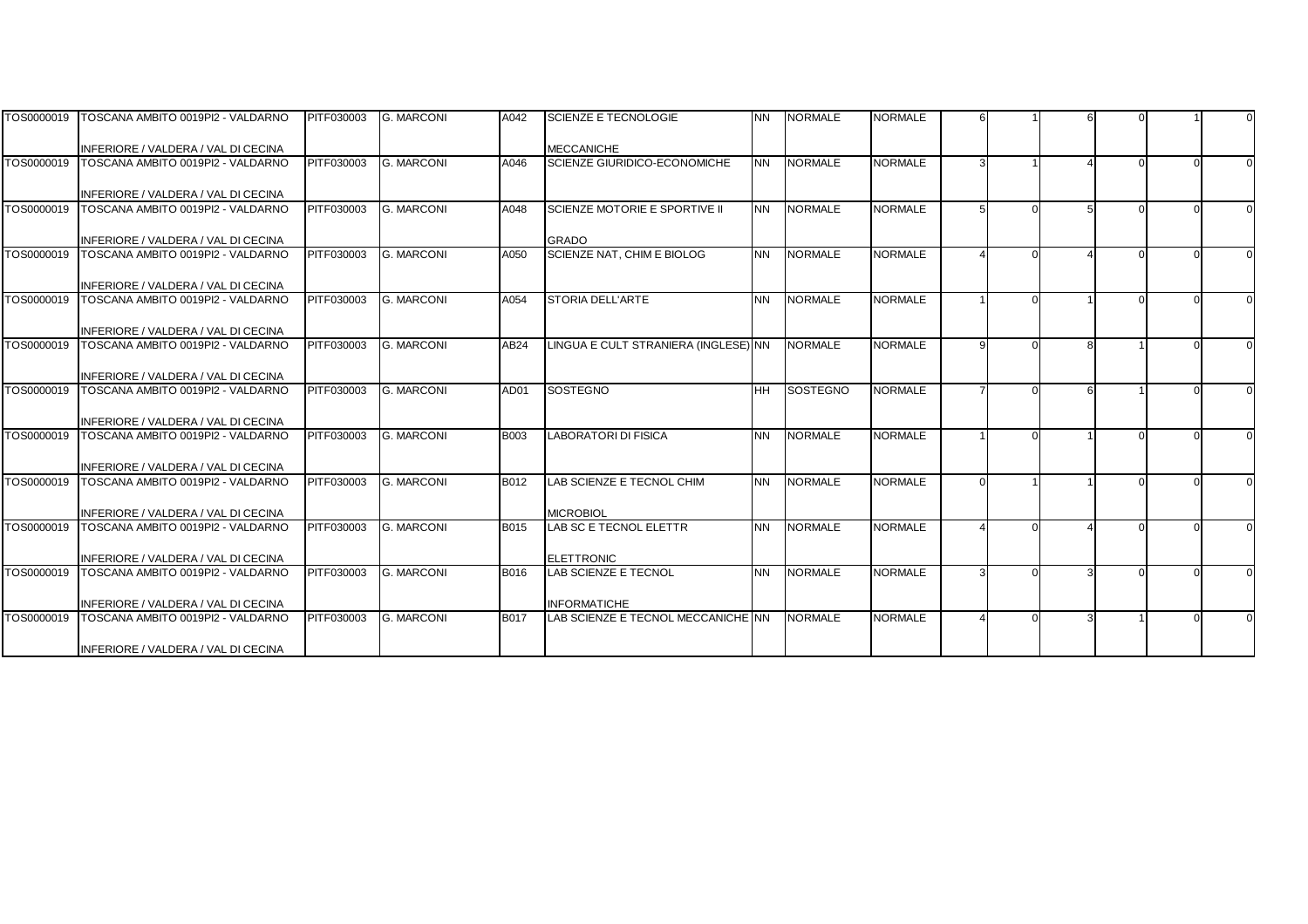| | | | | | | | | | | | | | | | |
|---|---|---|---|---|---|---|---|---|---|---|---|---|---|---|---|
| TOS0000019 | TOSCANA AMBITO 0019PI2 - VALDARNO INFERIORE / VALDERA / VAL DI CECINA | PITF030003 | G. MARCONI | A042 | SCIENZE E TECNOLOGIE MECCANICHE | NN | NORMALE | NORMALE | 6 | 1 | 6 | 0 | 1 | 0 |
| TOS0000019 | TOSCANA AMBITO 0019PI2 - VALDARNO INFERIORE / VALDERA / VAL DI CECINA | PITF030003 | G. MARCONI | A046 | SCIENZE GIURIDICO-ECONOMICHE | NN | NORMALE | NORMALE | 3 | 1 | 4 | 0 | 0 | 0 |
| TOS0000019 | TOSCANA AMBITO 0019PI2 - VALDARNO INFERIORE / VALDERA / VAL DI CECINA | PITF030003 | G. MARCONI | A048 | SCIENZE MOTORIE E SPORTIVE II GRADO | NN | NORMALE | NORMALE | 5 | 0 | 5 | 0 | 0 | 0 |
| TOS0000019 | TOSCANA AMBITO 0019PI2 - VALDARNO INFERIORE / VALDERA / VAL DI CECINA | PITF030003 | G. MARCONI | A050 | SCIENZE NAT, CHIM E BIOLOG | NN | NORMALE | NORMALE | 4 | 0 | 4 | 0 | 0 | 0 |
| TOS0000019 | TOSCANA AMBITO 0019PI2 - VALDARNO INFERIORE / VALDERA / VAL DI CECINA | PITF030003 | G. MARCONI | A054 | STORIA DELL'ARTE | NN | NORMALE | NORMALE | 1 | 0 | 1 | 0 | 0 | 0 |
| TOS0000019 | TOSCANA AMBITO 0019PI2 - VALDARNO INFERIORE / VALDERA / VAL DI CECINA | PITF030003 | G. MARCONI | AB24 | LINGUA E CULT STRANIERA (INGLESE) | NN | NORMALE | NORMALE | 9 | 0 | 8 | 1 | 0 | 0 |
| TOS0000019 | TOSCANA AMBITO 0019PI2 - VALDARNO INFERIORE / VALDERA / VAL DI CECINA | PITF030003 | G. MARCONI | AD01 | SOSTEGNO | HH | SOSTEGNO | NORMALE | 7 | 0 | 6 | 1 | 0 | 0 |
| TOS0000019 | TOSCANA AMBITO 0019PI2 - VALDARNO INFERIORE / VALDERA / VAL DI CECINA | PITF030003 | G. MARCONI | B003 | LABORATORI DI FISICA | NN | NORMALE | NORMALE | 1 | 0 | 1 | 0 | 0 | 0 |
| TOS0000019 | TOSCANA AMBITO 0019PI2 - VALDARNO INFERIORE / VALDERA / VAL DI CECINA | PITF030003 | G. MARCONI | B012 | LAB SCIENZE E TECNOL CHIM MICROBIOL | NN | NORMALE | NORMALE | 0 | 1 | 1 | 0 | 0 | 0 |
| TOS0000019 | TOSCANA AMBITO 0019PI2 - VALDARNO INFERIORE / VALDERA / VAL DI CECINA | PITF030003 | G. MARCONI | B015 | LAB SC E TECNOL ELETTR ELETTRONIC | NN | NORMALE | NORMALE | 4 | 0 | 4 | 0 | 0 | 0 |
| TOS0000019 | TOSCANA AMBITO 0019PI2 - VALDARNO INFERIORE / VALDERA / VAL DI CECINA | PITF030003 | G. MARCONI | B016 | LAB SCIENZE E TECNOL INFORMATICHE | NN | NORMALE | NORMALE | 3 | 0 | 3 | 0 | 0 | 0 |
| TOS0000019 | TOSCANA AMBITO 0019PI2 - VALDARNO INFERIORE / VALDERA / VAL DI CECINA | PITF030003 | G. MARCONI | B017 | LAB SCIENZE E TECNOL MECCANICHE | NN | NORMALE | NORMALE | 4 | 0 | 3 | 1 | 0 | 0 |